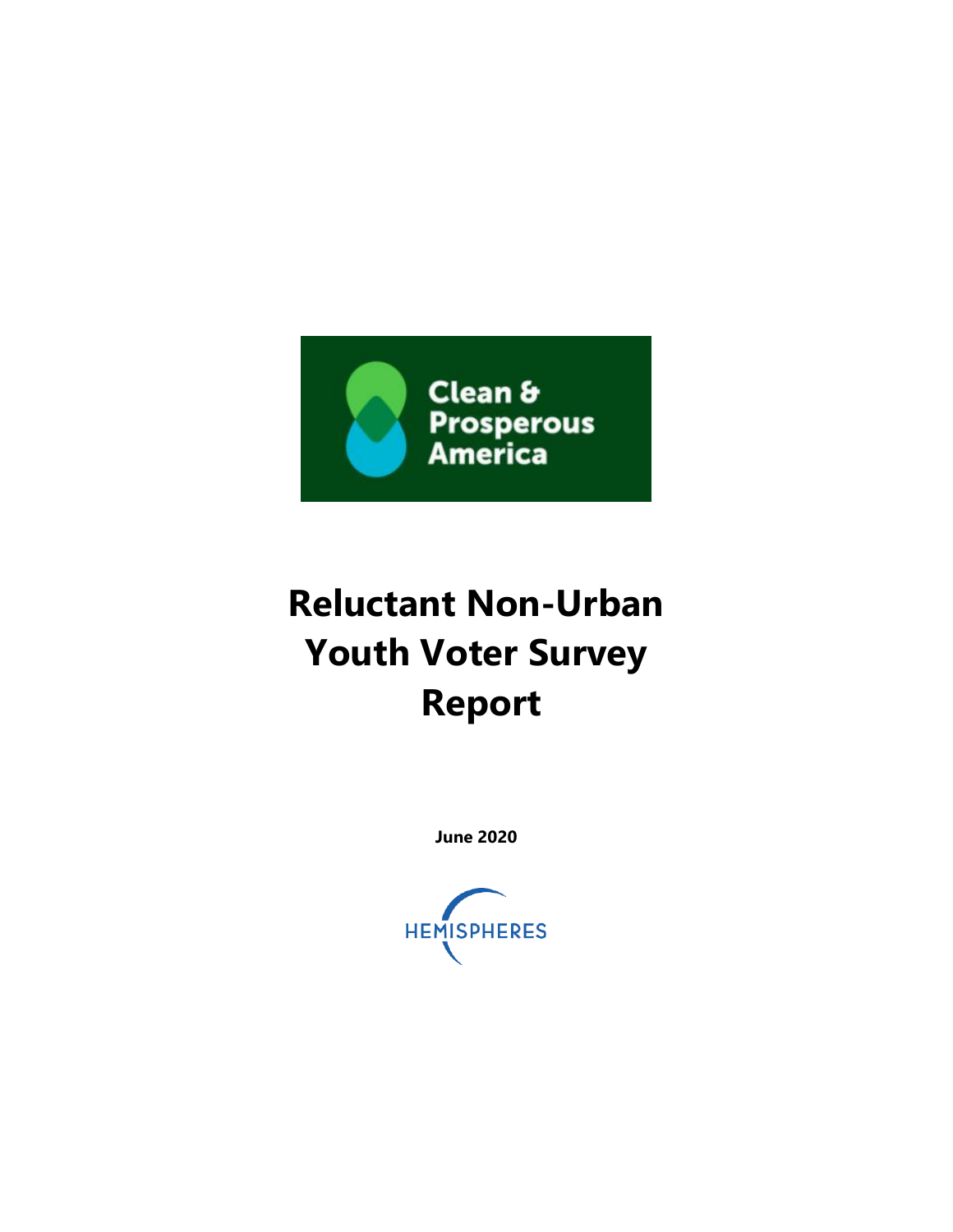Clean & Prosperous America

# Reluctant Non-Urban Youth Voter Survey Report

**June 2020**

HEMISPHERES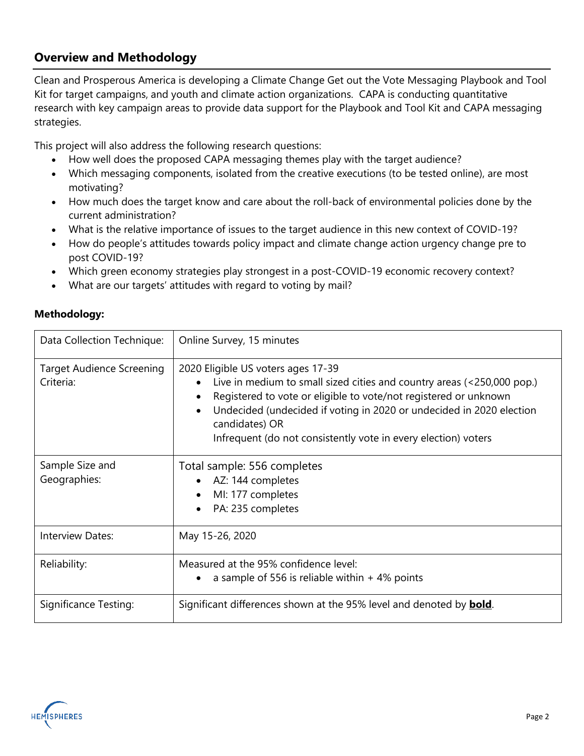## Overview and Methodology

Clean and Prosperous America is developing a Climate Change Get out the Vote Messaging Playbook and Tool Kit for target campaigns, and youth and climate action organizations. CAPA is conducting quantitative research with key campaign areas to provide data support for the Playbook and Tool Kit and CAPA messaging strategies.

This project will also address the following research questions:

- How well does the proposed CAPA messaging themes play with the target audience?
- Which messaging components, isolated from the creative executions (to be tested online), are most motivating?
- How much does the target know and care about the roll-back of environmental policies done by the current administration?
- What is the relative importance of issues to the target audience in this new context of COVID-19?
- How do people's attitudes towards policy impact and climate change action urgency change pre to post COVID-19?
- Which green economy strategies play strongest in a post-COVID-19 economic recovery context?
- What are our targets' attitudes with regard to voting by mail?

**Methodology:**

| | |
|---|---|
| Data Collection Technique: | Online Survey, 15 minutes |
| Target Audience Screening Criteria: | 2020 Eligible US voters ages 17-39<br>• Live in medium to small sized cities and country areas (<250,000 pop.)<br>• Registered to vote or eligible to vote/not registered or unknown<br>• Undecided (undecided if voting in 2020 or undecided in 2020 election candidates) OR<br>Infrequent (do not consistently vote in every election) voters |
| Sample Size and Geographies: | Total sample: 556 completes<br>• AZ: 144 completes<br>• MI: 177 completes<br>• PA: 235 completes |
| Interview Dates: | May 15-26, 2020 |
| Reliability: | Measured at the 95% confidence level:<br>• a sample of 556 is reliable within + 4% points |
| Significance Testing: | Significant differences shown at the 95% level and denoted by **bold**. |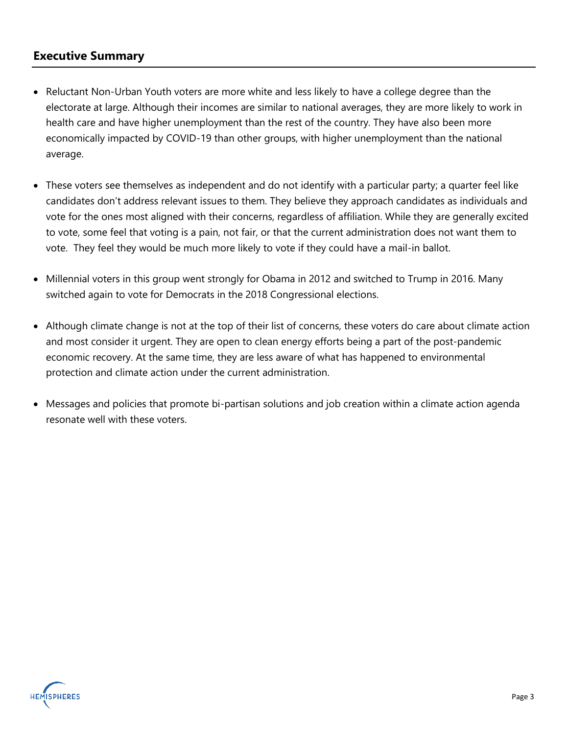## Executive Summary

- Reluctant Non-Urban Youth voters are more white and less likely to have a college degree than the electorate at large. Although their incomes are similar to national averages, they are more likely to work in health care and have higher unemployment than the rest of the country. They have also been more economically impacted by COVID-19 than other groups, with higher unemployment than the national average.

- These voters see themselves as independent and do not identify with a particular party; a quarter feel like candidates don't address relevant issues to them. They believe they approach candidates as individuals and vote for the ones most aligned with their concerns, regardless of affiliation. While they are generally excited to vote, some feel that voting is a pain, not fair, or that the current administration does not want them to vote. They feel they would be much more likely to vote if they could have a mail-in ballot.

- Millennial voters in this group went strongly for Obama in 2012 and switched to Trump in 2016. Many switched again to vote for Democrats in the 2018 Congressional elections.

- Although climate change is not at the top of their list of concerns, these voters do care about climate action and most consider it urgent. They are open to clean energy efforts being a part of the post-pandemic economic recovery. At the same time, they are less aware of what has happened to environmental protection and climate action under the current administration.

- Messages and policies that promote bi-partisan solutions and job creation within a climate action agenda resonate well with these voters.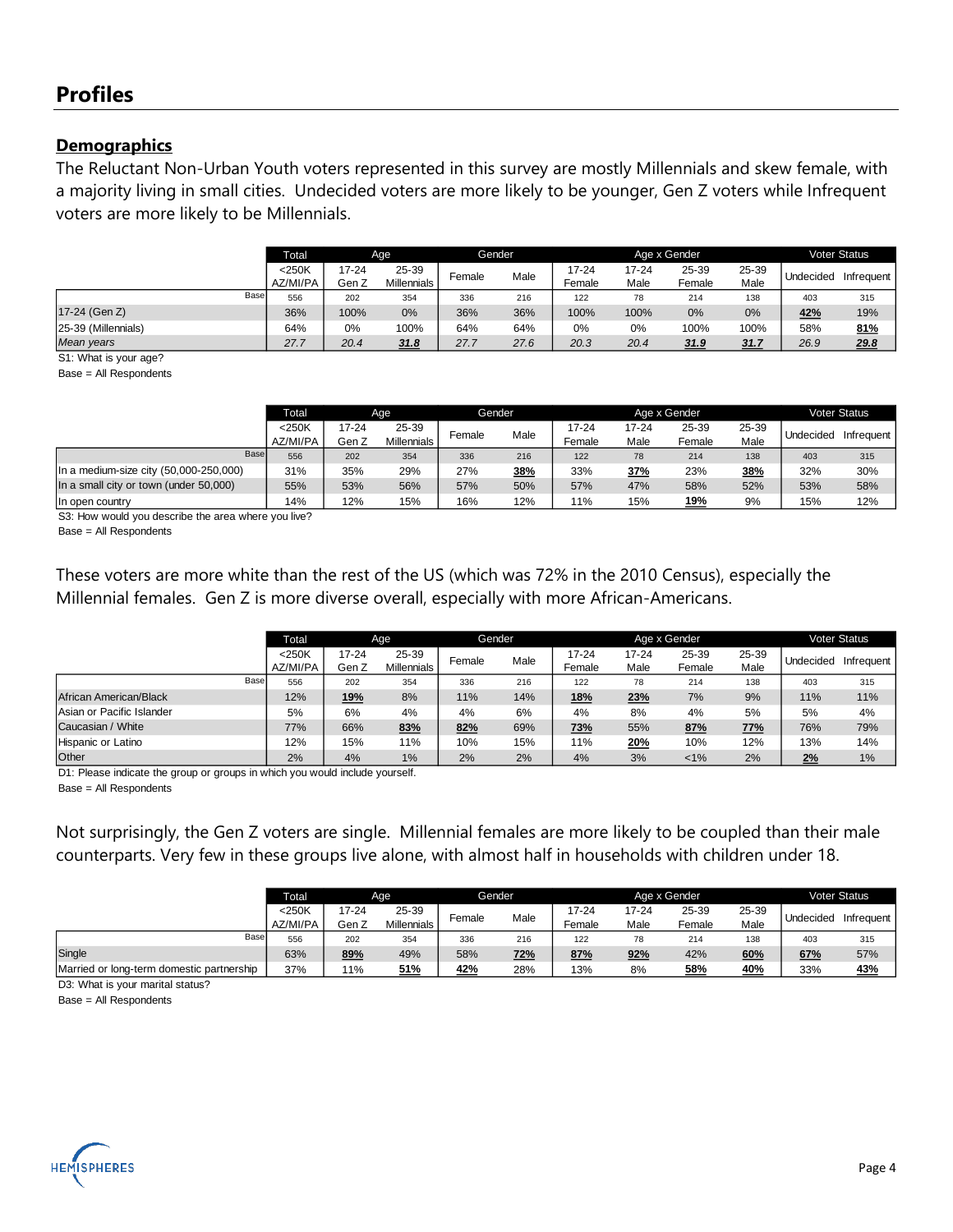## Profiles

### Demographics

The Reluctant Non-Urban Youth voters represented in this survey are mostly Millennials and skew female, with a majority living in small cities. Undecided voters are more likely to be younger, Gen Z voters while Infrequent voters are more likely to be Millennials.

| | Total | Age | | Gender | | Age x Gender | | | | Voter Status | |
|---|---|---|---|---|---|---|---|---|---|---|---|
| | <250K AZ/MI/PA | 17-24 Gen Z | 25-39 Millennials | Female | Male | 17-24 Female | 17-24 Male | 25-39 Female | 25-39 Male | Undecided | Infrequent |
| Base | 556 | 202 | 354 | 336 | 216 | 122 | 78 | 214 | 138 | 403 | 315 |
| 17-24 (Gen Z) | 36% | 100% | 0% | 36% | 36% | 100% | 100% | 0% | 0% | **42%** | 19% |
| 25-39 (Millennials) | 64% | 0% | 100% | 64% | 64% | 0% | 0% | 100% | 100% | 58% | **81%** |
| *Mean years* | *27.7* | *20.4* | ***31.8*** | *27.7* | *27.6* | *20.3* | *20.4* | ***31.9*** | ***31.7*** | *26.9* | ***29.8*** |

S1: What is your age?
Base = All Respondents

| | Total | Age | | Gender | | Age x Gender | | | | Voter Status | |
|---|---|---|---|---|---|---|---|---|---|---|---|
| | <250K AZ/MI/PA | 17-24 Gen Z | 25-39 Millennials | Female | Male | 17-24 Female | 17-24 Male | 25-39 Female | 25-39 Male | Undecided | Infrequent |
| Base | 556 | 202 | 354 | 336 | 216 | 122 | 78 | 214 | 138 | 403 | 315 |
| In a medium-size city (50,000-250,000) | 31% | 35% | 29% | 27% | **38%** | 33% | **37%** | 23% | **38%** | 32% | 30% |
| In a small city or town (under 50,000) | 55% | 53% | 56% | 57% | 50% | 57% | 47% | 58% | 52% | 53% | 58% |
| In open country | 14% | 12% | 15% | 16% | 12% | 11% | 15% | **19%** | 9% | 15% | 12% |

S3: How would you describe the area where you live?
Base = All Respondents

These voters are more white than the rest of the US (which was 72% in the 2010 Census), especially the Millennial females. Gen Z is more diverse overall, especially with more African-Americans.

| | Total | Age | | Gender | | Age x Gender | | | | Voter Status | |
|---|---|---|---|---|---|---|---|---|---|---|---|
| | <250K AZ/MI/PA | 17-24 Gen Z | 25-39 Millennials | Female | Male | 17-24 Female | 17-24 Male | 25-39 Female | 25-39 Male | Undecided | Infrequent |
| Base | 556 | 202 | 354 | 336 | 216 | 122 | 78 | 214 | 138 | 403 | 315 |
| African American/Black | 12% | **19%** | 8% | 11% | 14% | **18%** | **23%** | 7% | 9% | 11% | 11% |
| Asian or Pacific Islander | 5% | 6% | 4% | 4% | 6% | 4% | 8% | 4% | 5% | 5% | 4% |
| Caucasian / White | 77% | 66% | **83%** | **82%** | 69% | **73%** | 55% | **87%** | **77%** | 76% | 79% |
| Hispanic or Latino | 12% | 15% | 11% | 10% | 15% | 11% | **20%** | 10% | 12% | 13% | 14% |
| Other | 2% | 4% | 1% | 2% | 2% | 4% | 3% | <1% | 2% | **2%** | 1% |

D1: Please indicate the group or groups in which you would include yourself.
Base = All Respondents

Not surprisingly, the Gen Z voters are single. Millennial females are more likely to be coupled than their male counterparts. Very few in these groups live alone, with almost half in households with children under 18.

| | Total | Age | | Gender | | Age x Gender | | | | Voter Status | |
|---|---|---|---|---|---|---|---|---|---|---|---|
| | <250K AZ/MI/PA | 17-24 Gen Z | 25-39 Millennials | Female | Male | 17-24 Female | 17-24 Male | 25-39 Female | 25-39 Male | Undecided | Infrequent |
| Base | 556 | 202 | 354 | 336 | 216 | 122 | 78 | 214 | 138 | 403 | 315 |
| Single | 63% | **89%** | 49% | 58% | **72%** | **87%** | **92%** | 42% | **60%** | **67%** | 57% |
| Married or long-term domestic partnership | 37% | 11% | **51%** | **42%** | 28% | 13% | 8% | **58%** | **40%** | 33% | **43%** |

D3: What is your marital status?
Base = All Respondents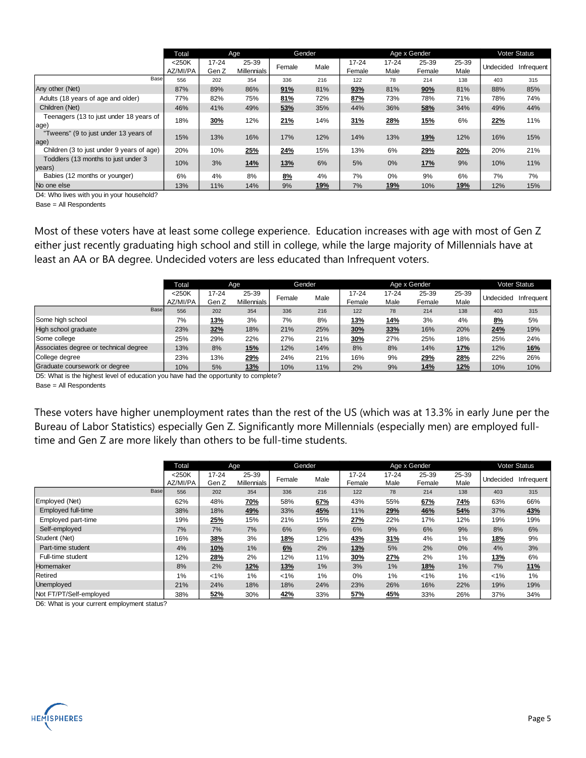| | Total | Age | | Gender | | Age x Gender | | | | Voter Status | |
|---|---|---|---|---|---|---|---|---|---|---|---|
| | <250K AZ/MI/PA | 17-24 Gen Z | 25-39 Millennials | Female | Male | 17-24 Female | 17-24 Male | 25-39 Female | 25-39 Male | Undecided | Infrequent |
| Base | 556 | 202 | 354 | 336 | 216 | 122 | 78 | 214 | 138 | 403 | 315 |
| Any other (Net) | 87% | 89% | 86% | **91%** | 81% | **93%** | 81% | **90%** | 81% | 88% | 85% |
| Adults (18 years of age and older) | 77% | 82% | 75% | **81%** | 72% | **87%** | 73% | 78% | 71% | 78% | 74% |
| Children (Net) | 46% | 41% | 49% | **53%** | 35% | 44% | 36% | **58%** | 34% | 49% | 44% |
| Teenagers (13 to just under 18 years of age) | 18% | **30%** | 12% | **21%** | 14% | **31%** | **28%** | **15%** | 6% | **22%** | 11% |
| "Tweens" (9 to just under 13 years of age) | 15% | 13% | 16% | 17% | 12% | 14% | 13% | **19%** | 12% | 16% | 15% |
| Children (3 to just under 9 years of age) | 20% | 10% | **25%** | **24%** | 15% | 13% | 6% | **29%** | **20%** | 20% | 21% |
| Toddlers (13 months to just under 3 years) | 10% | 3% | **14%** | **13%** | 6% | 5% | 0% | **17%** | 9% | 10% | 11% |
| Babies (12 months or younger) | 6% | 4% | 8% | **8%** | 4% | 7% | 0% | 9% | 6% | 7% | 7% |
| No one else | 13% | 11% | 14% | 9% | **19%** | 7% | **19%** | 10% | **19%** | 12% | 15% |

D4: Who lives with you in your household?
Base = All Respondents

Most of these voters have at least some college experience. Education increases with age with most of Gen Z either just recently graduating high school and still in college, while the large majority of Millennials have at least an AA or BA degree. Undecided voters are less educated than Infrequent voters.

| | Total | Age | | Gender | | Age x Gender | | | | Voter Status | |
|---|---|---|---|---|---|---|---|---|---|---|---|
| | <250K AZ/MI/PA | 17-24 Gen Z | 25-39 Millennials | Female | Male | 17-24 Female | 17-24 Male | 25-39 Female | 25-39 Male | Undecided | Infrequent |
| Base | 556 | 202 | 354 | 336 | 216 | 122 | 78 | 214 | 138 | 403 | 315 |
| Some high school | 7% | **13%** | 3% | 7% | 8% | **13%** | **14%** | 3% | 4% | **8%** | 5% |
| High school graduate | 23% | **32%** | 18% | 21% | 25% | **30%** | **33%** | 16% | 20% | **24%** | 19% |
| Some college | 25% | 29% | 22% | 27% | 21% | **30%** | 27% | 25% | 18% | 25% | 24% |
| Associates degree or technical degree | 13% | 8% | **15%** | 12% | 14% | 8% | 8% | 14% | **17%** | 12% | **16%** |
| College degree | 23% | 13% | **29%** | 24% | 21% | 16% | 9% | **29%** | **28%** | 22% | 26% |
| Graduate coursework or degree | 10% | 5% | **13%** | 10% | 11% | 2% | 9% | **14%** | **12%** | 10% | 10% |

D5: What is the highest level of education you have had the opportunity to complete?
Base = All Respondents

These voters have higher unemployment rates than the rest of the US (which was at 13.3% in early June per the Bureau of Labor Statistics) especially Gen Z. Significantly more Millennials (especially men) are employed full-time and Gen Z are more likely than others to be full-time students.

| | Total | Age | | Gender | | Age x Gender | | | | Voter Status | |
|---|---|---|---|---|---|---|---|---|---|---|---|
| | <250K AZ/MI/PA | 17-24 Gen Z | 25-39 Millennials | Female | Male | 17-24 Female | 17-24 Male | 25-39 Female | 25-39 Male | Undecided | Infrequent |
| Base | 556 | 202 | 354 | 336 | 216 | 122 | 78 | 214 | 138 | 403 | 315 |
| Employed (Net) | 62% | 48% | **70%** | 58% | **67%** | 43% | 55% | **67%** | **74%** | 63% | 66% |
| Employed full-time | 38% | 18% | **49%** | 33% | **45%** | 11% | **29%** | **46%** | **54%** | 37% | **43%** |
| Employed part-time | 19% | **25%** | 15% | 21% | 15% | **27%** | 22% | 17% | 12% | 19% | 19% |
| Self-employed | 7% | 7% | 7% | 6% | 9% | 6% | 9% | 6% | 9% | 8% | 6% |
| Student (Net) | 16% | **38%** | 3% | **18%** | 12% | **43%** | **31%** | 4% | 1% | **18%** | 9% |
| Part-time student | 4% | **10%** | 1% | **6%** | 2% | **13%** | 5% | 2% | 0% | 4% | 3% |
| Full-time student | 12% | **28%** | 2% | 12% | 11% | **30%** | **27%** | 2% | 1% | **13%** | 6% |
| Homemaker | 8% | 2% | **12%** | **13%** | 1% | 3% | 1% | **18%** | 1% | 7% | **11%** |
| Retired | 1% | <1% | 1% | <1% | 1% | 0% | 1% | <1% | 1% | <1% | 1% |
| Unemployed | 21% | 24% | 18% | 18% | 24% | 23% | 26% | 16% | 22% | 19% | 19% |
| Not FT/PT/Self-employed | 38% | **52%** | 30% | **42%** | 33% | **57%** | **45%** | 33% | 26% | 37% | 34% |

D6: What is your current employment status?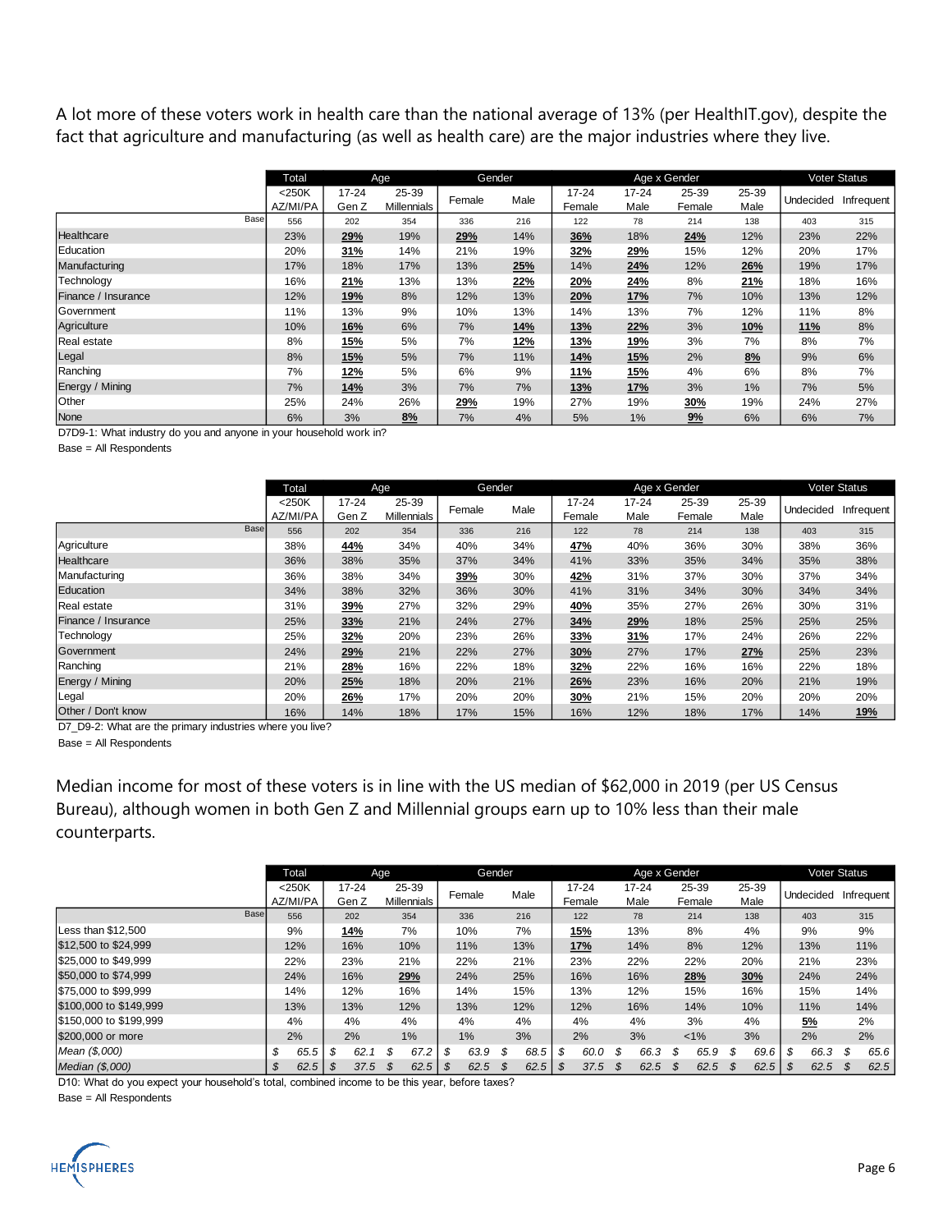A lot more of these voters work in health care than the national average of 13% (per HealthIT.gov), despite the fact that agriculture and manufacturing (as well as health care) are the major industries where they live.

| | Total | Age | | Gender | | Age x Gender | | | | Voter Status | |
|---|---|---|---|---|---|---|---|---|---|---|---|
| | <250K AZ/MI/PA | 17-24 Gen Z | 25-39 Millennials | Female | Male | 17-24 Female | 17-24 Male | 25-39 Female | 25-39 Male | Undecided | Infrequent |
| Base | 556 | 202 | 354 | 336 | 216 | 122 | 78 | 214 | 138 | 403 | 315 |
| Healthcare | 23% | **29%** | 19% | **29%** | 14% | **36%** | 18% | **24%** | 12% | 23% | 22% |
| Education | 20% | **31%** | 14% | 21% | 19% | **32%** | **29%** | 15% | 12% | 20% | 17% |
| Manufacturing | 17% | 18% | 17% | 13% | **25%** | 14% | **24%** | 12% | **26%** | 19% | 17% |
| Technology | 16% | **21%** | 13% | 13% | **22%** | **20%** | **24%** | 8% | **21%** | 18% | 16% |
| Finance / Insurance | 12% | **19%** | 8% | 12% | 13% | **20%** | **17%** | 7% | 10% | 13% | 12% |
| Government | 11% | 13% | 9% | 10% | 13% | 14% | 13% | 7% | 12% | 11% | 8% |
| Agriculture | 10% | **16%** | 6% | 7% | **14%** | **13%** | **22%** | 3% | **10%** | **11%** | 8% |
| Real estate | 8% | **15%** | 5% | 7% | **12%** | **13%** | **19%** | 3% | 7% | 8% | 7% |
| Legal | 8% | **15%** | 5% | 7% | 11% | **14%** | **15%** | 2% | **8%** | 9% | 6% |
| Ranching | 7% | **12%** | 5% | 6% | 9% | **11%** | **15%** | 4% | 6% | 8% | 7% |
| Energy / Mining | 7% | **14%** | 3% | 7% | 7% | **13%** | **17%** | 3% | 1% | 7% | 5% |
| Other | 25% | 24% | 26% | **29%** | 19% | 27% | 19% | **30%** | 19% | 24% | 27% |
| None | 6% | 3% | **8%** | 7% | 4% | 5% | 1% | **9%** | 6% | 6% | 7% |

D7D9-1: What industry do you and anyone in your household work in?
Base = All Respondents

| | Total | Age | | Gender | | Age x Gender | | | | Voter Status | |
|---|---|---|---|---|---|---|---|---|---|---|---|
| | <250K AZ/MI/PA | 17-24 Gen Z | 25-39 Millennials | Female | Male | 17-24 Female | 17-24 Male | 25-39 Female | 25-39 Male | Undecided | Infrequent |
| Base | 556 | 202 | 354 | 336 | 216 | 122 | 78 | 214 | 138 | 403 | 315 |
| Agriculture | 38% | **44%** | 34% | 40% | 34% | **47%** | 40% | 36% | 30% | 38% | 36% |
| Healthcare | 36% | 38% | 35% | 37% | 34% | 41% | 33% | 35% | 34% | 35% | 38% |
| Manufacturing | 36% | 38% | 34% | **39%** | 30% | **42%** | 31% | 37% | 30% | 37% | 34% |
| Education | 34% | 38% | 32% | 36% | 30% | 41% | 31% | 34% | 30% | 34% | 34% |
| Real estate | 31% | **39%** | 27% | 32% | 29% | **40%** | 35% | 27% | 26% | 30% | 31% |
| Finance / Insurance | 25% | **33%** | 21% | 24% | 27% | **34%** | **29%** | 18% | 25% | 25% | 25% |
| Technology | 25% | **32%** | 20% | 23% | 26% | **33%** | **31%** | 17% | 24% | 26% | 22% |
| Government | 24% | **29%** | 21% | 22% | 27% | **30%** | 27% | 17% | **27%** | 25% | 23% |
| Ranching | 21% | **28%** | 16% | 22% | 18% | **32%** | 22% | 16% | 16% | 22% | 18% |
| Energy / Mining | 20% | **25%** | 18% | 20% | 21% | **26%** | 23% | 16% | 20% | 21% | 19% |
| Legal | 20% | **26%** | 17% | 20% | 20% | **30%** | 21% | 15% | 20% | 20% | 20% |
| Other / Don't know | 16% | 14% | 18% | 17% | 15% | 16% | 12% | 18% | 17% | 14% | **19%** |

D7_D9-2: What are the primary industries where you live?
Base = All Respondents

Median income for most of these voters is in line with the US median of $62,000 in 2019 (per US Census Bureau), although women in both Gen Z and Millennial groups earn up to 10% less than their male counterparts.

| | Total | Age | | Gender | | Age x Gender | | | | Voter Status | |
|---|---|---|---|---|---|---|---|---|---|---|---|
| | <250K AZ/MI/PA | 17-24 Gen Z | 25-39 Millennials | Female | Male | 17-24 Female | 17-24 Male | 25-39 Female | 25-39 Male | Undecided | Infrequent |
| Base | 556 | 202 | 354 | 336 | 216 | 122 | 78 | 214 | 138 | 403 | 315 |
| Less than $12,500 | 9% | **14%** | 7% | 10% | 7% | **15%** | 13% | 8% | 4% | 9% | 9% |
| $12,500 to $24,999 | 12% | 16% | 10% | 11% | 13% | **17%** | 14% | 8% | 12% | 13% | 11% |
| $25,000 to $49,999 | 22% | 23% | 21% | 22% | 21% | 23% | 22% | 22% | 20% | 21% | 23% |
| $50,000 to $74,999 | 24% | 16% | **29%** | 24% | 25% | 16% | 16% | **28%** | **30%** | 24% | 24% |
| $75,000 to $99,999 | 14% | 12% | 16% | 14% | 15% | 13% | 12% | 15% | 16% | 15% | 14% |
| $100,000 to $149,999 | 13% | 13% | 12% | 13% | 12% | 12% | 16% | 14% | 10% | 11% | 14% |
| $150,000 to $199,999 | 4% | 4% | 4% | 4% | 4% | 4% | 4% | 3% | 4% | **5%** | 2% |
| $200,000 or more | 2% | 2% | 1% | 1% | 3% | 2% | 3% | <1% | 3% | 2% | 2% |
| *Mean ($,000)* | $ 65.5 | $ 62.1 | $ 67.2 | $ 63.9 | $ 68.5 | $ 60.0 | $ 66.3 | $ 65.9 | $ 69.6 | $ 66.3 | $ 65.6 |
| *Median ($,000)* | $ 62.5 | $ 37.5 | $ 62.5 | $ 62.5 | $ 62.5 | $ 37.5 | $ 62.5 | $ 62.5 | $ 62.5 | $ 62.5 | $ 62.5 |

D10: What do you expect your household's total, combined income to be this year, before taxes?
Base = All Respondents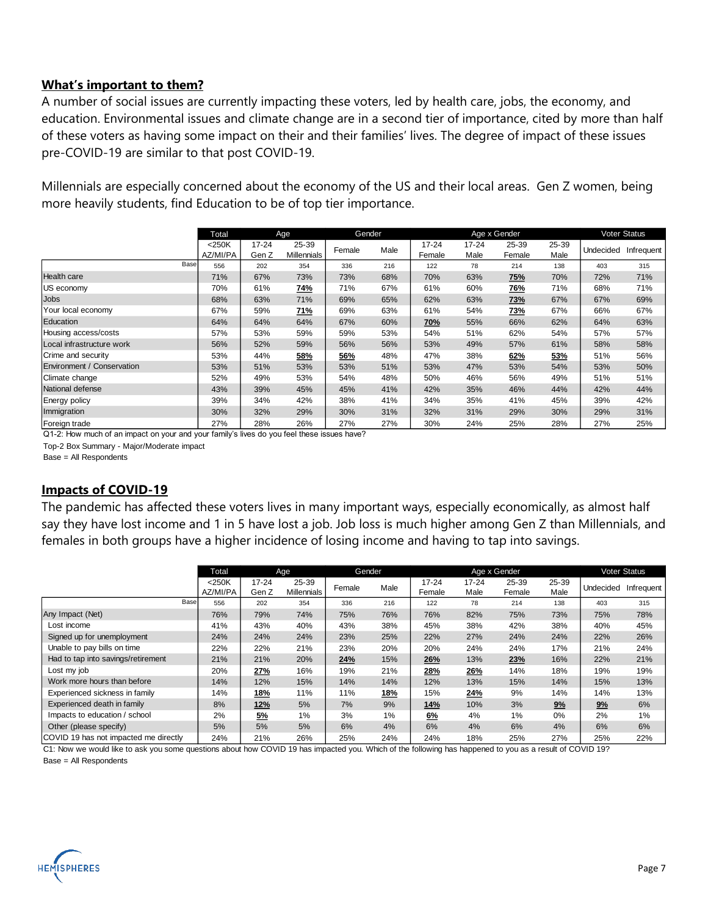## What's important to them?

A number of social issues are currently impacting these voters, led by health care, jobs, the economy, and education. Environmental issues and climate change are in a second tier of importance, cited by more than half of these voters as having some impact on their and their families' lives. The degree of impact of these issues pre-COVID-19 are similar to that post COVID-19.

Millennials are especially concerned about the economy of the US and their local areas. Gen Z women, being more heavily students, find Education to be of top tier importance.

| | Total | Age | | Gender | | Age x Gender | | | | Voter Status | |
|---|---|---|---|---|---|---|---|---|---|---|---|
| | <250K AZ/MI/PA | 17-24 Gen Z | 25-39 Millennials | Female | Male | 17-24 Female | 17-24 Male | 25-39 Female | 25-39 Male | Undecided | Infrequent |
| Base | 556 | 202 | 354 | 336 | 216 | 122 | 78 | 214 | 138 | 403 | 315 |
| Health care | 71% | 67% | 73% | 73% | 68% | 70% | 63% | **75%** | 70% | 72% | 71% |
| US economy | 70% | 61% | **74%** | 71% | 67% | 61% | 60% | **76%** | 71% | 68% | 71% |
| Jobs | 68% | 63% | 71% | 69% | 65% | 62% | 63% | **73%** | 67% | 67% | 69% |
| Your local economy | 67% | 59% | **71%** | 69% | 63% | 61% | 54% | **73%** | 67% | 66% | 67% |
| Education | 64% | 64% | 64% | 67% | 60% | **70%** | 55% | 66% | 62% | 64% | 63% |
| Housing access/costs | 57% | 53% | 59% | 59% | 53% | 54% | 51% | 62% | 54% | 57% | 57% |
| Local infrastructure work | 56% | 52% | 59% | 56% | 56% | 53% | 49% | 57% | 61% | 58% | 58% |
| Crime and security | 53% | 44% | **58%** | **56%** | 48% | 47% | 38% | **62%** | **53%** | 51% | 56% |
| Environment / Conservation | 53% | 51% | 53% | 53% | 51% | 53% | 47% | 53% | 54% | 53% | 50% |
| Climate change | 52% | 49% | 53% | 54% | 48% | 50% | 46% | 56% | 49% | 51% | 51% |
| National defense | 43% | 39% | 45% | 45% | 41% | 42% | 35% | 46% | 44% | 42% | 44% |
| Energy policy | 39% | 34% | 42% | 38% | 41% | 34% | 35% | 41% | 45% | 39% | 42% |
| Immigration | 30% | 32% | 29% | 30% | 31% | 32% | 31% | 29% | 30% | 29% | 31% |
| Foreign trade | 27% | 28% | 26% | 27% | 27% | 30% | 24% | 25% | 28% | 27% | 25% |

Q1-2: How much of an impact on your and your family's lives do you feel these issues have?

Top-2 Box Summary - Major/Moderate impact

Base = All Respondents

## Impacts of COVID-19

The pandemic has affected these voters lives in many important ways, especially economically, as almost half say they have lost income and 1 in 5 have lost a job. Job loss is much higher among Gen Z than Millennials, and females in both groups have a higher incidence of losing income and having to tap into savings.

| | Total | Age | | Gender | | Age x Gender | | | | Voter Status | |
|---|---|---|---|---|---|---|---|---|---|---|---|
| | <250K AZ/MI/PA | 17-24 Gen Z | 25-39 Millennials | Female | Male | 17-24 Female | 17-24 Male | 25-39 Female | 25-39 Male | Undecided | Infrequent |
| Base | 556 | 202 | 354 | 336 | 216 | 122 | 78 | 214 | 138 | 403 | 315 |
| Any Impact (Net) | 76% | 79% | 74% | 75% | 76% | 76% | 82% | 75% | 73% | 75% | 78% |
| Lost income | 41% | 43% | 40% | 43% | 38% | 45% | 38% | 42% | 38% | 40% | 45% |
| Signed up for unemployment | 24% | 24% | 24% | 23% | 25% | 22% | 27% | 24% | 24% | 22% | 26% |
| Unable to pay bills on time | 22% | 22% | 21% | 23% | 20% | 20% | 24% | 24% | 17% | 21% | 24% |
| Had to tap into savings/retirement | 21% | 21% | 20% | **24%** | 15% | **26%** | 13% | **23%** | 16% | 22% | 21% |
| Lost my job | 20% | **27%** | 16% | 19% | 21% | **28%** | **26%** | 14% | 18% | 19% | 19% |
| Work more hours than before | 14% | 12% | 15% | 14% | 14% | 12% | 13% | 15% | 14% | 15% | 13% |
| Experienced sickness in family | 14% | **18%** | 11% | 11% | **18%** | 15% | **24%** | 9% | 14% | 14% | 13% |
| Experienced death in family | 8% | **12%** | 5% | 7% | 9% | **14%** | 10% | 3% | **9%** | **9%** | 6% |
| Impacts to education / school | 2% | **5%** | 1% | 3% | 1% | **6%** | 4% | 1% | 0% | 2% | 1% |
| Other (please specify) | 5% | 5% | 5% | 6% | 4% | 6% | 4% | 6% | 4% | 6% | 6% |
| COVID 19 has not impacted me directly | 24% | 21% | 26% | 25% | 24% | 24% | 18% | 25% | 27% | 25% | 22% |

C1: Now we would like to ask you some questions about how COVID 19 has impacted you. Which of the following has happened to you as a result of COVID 19?

Base = All Respondents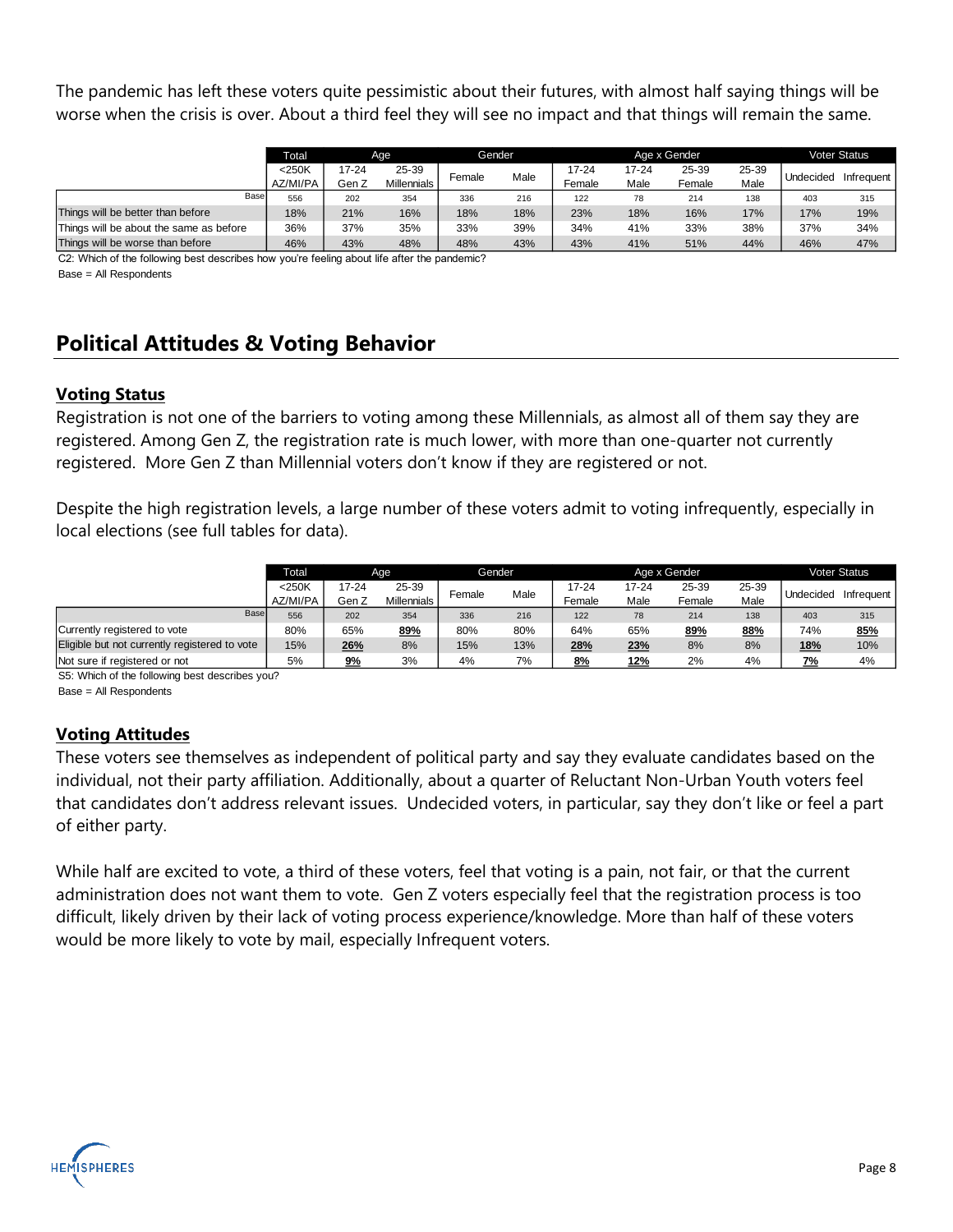The pandemic has left these voters quite pessimistic about their futures, with almost half saying things will be worse when the crisis is over. About a third feel they will see no impact and that things will remain the same.

| | Total | Age | | Gender | | Age x Gender | | | | Voter Status | |
|---|---|---|---|---|---|---|---|---|---|---|---|
| | <250K AZ/MI/PA | 17-24 Gen Z | 25-39 Millennials | Female | Male | 17-24 Female | 17-24 Male | 25-39 Female | 25-39 Male | Undecided | Infrequent |
| Base | 556 | 202 | 354 | 336 | 216 | 122 | 78 | 214 | 138 | 403 | 315 |
| Things will be better than before | 18% | 21% | 16% | 18% | 18% | 23% | 18% | 16% | 17% | 17% | 19% |
| Things will be about the same as before | 36% | 37% | 35% | 33% | 39% | 34% | 41% | 33% | 38% | 37% | 34% |
| Things will be worse than before | 46% | 43% | 48% | 48% | 43% | 43% | 41% | 51% | 44% | 46% | 47% |

C2: Which of the following best describes how you're feeling about life after the pandemic?
Base = All Respondents

## Political Attitudes & Voting Behavior

### Voting Status

Registration is not one of the barriers to voting among these Millennials, as almost all of them say they are registered. Among Gen Z, the registration rate is much lower, with more than one-quarter not currently registered. More Gen Z than Millennial voters don't know if they are registered or not.

Despite the high registration levels, a large number of these voters admit to voting infrequently, especially in local elections (see full tables for data).

| | Total | Age | | Gender | | Age x Gender | | | | Voter Status | |
|---|---|---|---|---|---|---|---|---|---|---|---|
| | <250K AZ/MI/PA | 17-24 Gen Z | 25-39 Millennials | Female | Male | 17-24 Female | 17-24 Male | 25-39 Female | 25-39 Male | Undecided | Infrequent |
| Base | 556 | 202 | 354 | 336 | 216 | 122 | 78 | 214 | 138 | 403 | 315 |
| Currently registered to vote | 80% | 65% | **89%** | 80% | 80% | 64% | 65% | **89%** | **88%** | 74% | **85%** |
| Eligible but not currently registered to vote | 15% | **26%** | 8% | 15% | 13% | **28%** | **23%** | 8% | 8% | **18%** | 10% |
| Not sure if registered or not | 5% | **9%** | 3% | 4% | 7% | **8%** | **12%** | 2% | 4% | **7%** | 4% |

S5: Which of the following best describes you?
Base = All Respondents

### Voting Attitudes

These voters see themselves as independent of political party and say they evaluate candidates based on the individual, not their party affiliation. Additionally, about a quarter of Reluctant Non-Urban Youth voters feel that candidates don't address relevant issues. Undecided voters, in particular, say they don't like or feel a part of either party.

While half are excited to vote, a third of these voters, feel that voting is a pain, not fair, or that the current administration does not want them to vote. Gen Z voters especially feel that the registration process is too difficult, likely driven by their lack of voting process experience/knowledge. More than half of these voters would be more likely to vote by mail, especially Infrequent voters.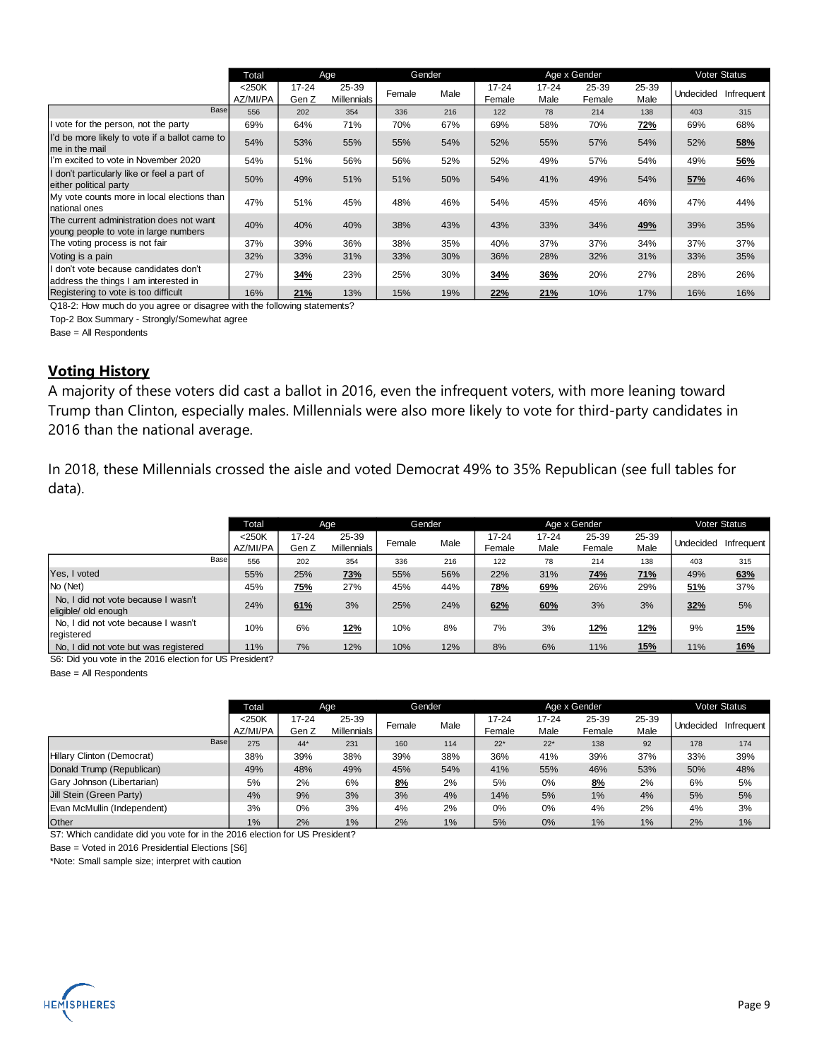| | Total | Age | | Gender | | Age x Gender | | | | Voter Status | |
|---|---|---|---|---|---|---|---|---|---|---|---|
| | <250K AZ/MI/PA | 17-24 Gen Z | 25-39 Millennials | Female | Male | 17-24 Female | 17-24 Male | 25-39 Female | 25-39 Male | Undecided | Infrequent |
| Base | 556 | 202 | 354 | 336 | 216 | 122 | 78 | 214 | 138 | 403 | 315 |
| I vote for the person, not the party | 69% | 64% | 71% | 70% | 67% | 69% | 58% | 70% | **72%** | 69% | 68% |
| I'd be more likely to vote if a ballot came to me in the mail | 54% | 53% | 55% | 55% | 54% | 52% | 55% | 57% | 54% | 52% | **58%** |
| I'm excited to vote in November 2020 | 54% | 51% | 56% | 56% | 52% | 52% | 49% | 57% | 54% | 49% | **56%** |
| I don't particularly like or feel a part of either political party | 50% | 49% | 51% | 51% | 50% | 54% | 41% | 49% | 54% | **57%** | 46% |
| My vote counts more in local elections than national ones | 47% | 51% | 45% | 48% | 46% | 54% | 45% | 45% | 46% | 47% | 44% |
| The current administration does not want young people to vote in large numbers | 40% | 40% | 40% | 38% | 43% | 43% | 33% | 34% | **49%** | 39% | 35% |
| The voting process is not fair | 37% | 39% | 36% | 38% | 35% | 40% | 37% | 37% | 34% | 37% | 37% |
| Voting is a pain | 32% | 33% | 31% | 33% | 30% | 36% | 28% | 32% | 31% | 33% | 35% |
| I don't vote because candidates don't address the things I am interested in | 27% | **34%** | 23% | 25% | 30% | **34%** | **36%** | 20% | 27% | 28% | 26% |
| Registering to vote is too difficult | 16% | **21%** | 13% | 15% | 19% | **22%** | **21%** | 10% | 17% | 16% | 16% |

Q18-2: How much do you agree or disagree with the following statements?

Top-2 Box Summary - Strongly/Somewhat agree

Base = All Respondents

## Voting History

A majority of these voters did cast a ballot in 2016, even the infrequent voters, with more leaning toward Trump than Clinton, especially males. Millennials were also more likely to vote for third-party candidates in 2016 than the national average.

In 2018, these Millennials crossed the aisle and voted Democrat 49% to 35% Republican (see full tables for data).

| | Total | Age | | Gender | | Age x Gender | | | | Voter Status | |
|---|---|---|---|---|---|---|---|---|---|---|---|
| | <250K AZ/MI/PA | 17-24 Gen Z | 25-39 Millennials | Female | Male | 17-24 Female | 17-24 Male | 25-39 Female | 25-39 Male | Undecided | Infrequent |
| Base | 556 | 202 | 354 | 336 | 216 | 122 | 78 | 214 | 138 | 403 | 315 |
| Yes, I voted | 55% | 25% | **73%** | 55% | 56% | 22% | 31% | **74%** | **71%** | 49% | **63%** |
| No (Net) | 45% | **75%** | 27% | 45% | 44% | **78%** | **69%** | 26% | 29% | **51%** | 37% |
| No, I did not vote because I wasn't eligible/ old enough | 24% | **61%** | 3% | 25% | 24% | **62%** | **60%** | 3% | 3% | **32%** | 5% |
| No, I did not vote because I wasn't registered | 10% | 6% | **12%** | 10% | 8% | 7% | 3% | **12%** | **12%** | 9% | **15%** |
| No, I did not vote but was registered | 11% | 7% | 12% | 10% | 12% | 8% | 6% | 11% | **15%** | 11% | **16%** |

S6: Did you vote in the 2016 election for US President?

Base = All Respondents

| | Total | Age | | Gender | | Age x Gender | | | | Voter Status | |
|---|---|---|---|---|---|---|---|---|---|---|---|
| | <250K AZ/MI/PA | 17-24 Gen Z | 25-39 Millennials | Female | Male | 17-24 Female | 17-24 Male | 25-39 Female | 25-39 Male | Undecided | Infrequent |
| Base | 275 | 44* | 231 | 160 | 114 | 22* | 22* | 138 | 92 | 178 | 174 |
| Hillary Clinton (Democrat) | 38% | 39% | 38% | 39% | 38% | 36% | 41% | 39% | 37% | 33% | 39% |
| Donald Trump (Republican) | 49% | 48% | 49% | 45% | 54% | 41% | 55% | 46% | 53% | 50% | 48% |
| Gary Johnson (Libertarian) | 5% | 2% | 6% | **8%** | 2% | 5% | 0% | **8%** | 2% | 6% | 5% |
| Jill Stein (Green Party) | 4% | 9% | 3% | 3% | 4% | 14% | 5% | 1% | 4% | 5% | 5% |
| Evan McMullin (Independent) | 3% | 0% | 3% | 4% | 2% | 0% | 0% | 4% | 2% | 4% | 3% |
| Other | 1% | 2% | 1% | 2% | 1% | 5% | 0% | 1% | 1% | 2% | 1% |

S7: Which candidate did you vote for in the 2016 election for US President?

Base = Voted in 2016 Presidential Elections [S6]

*Note: Small sample size; interpret with caution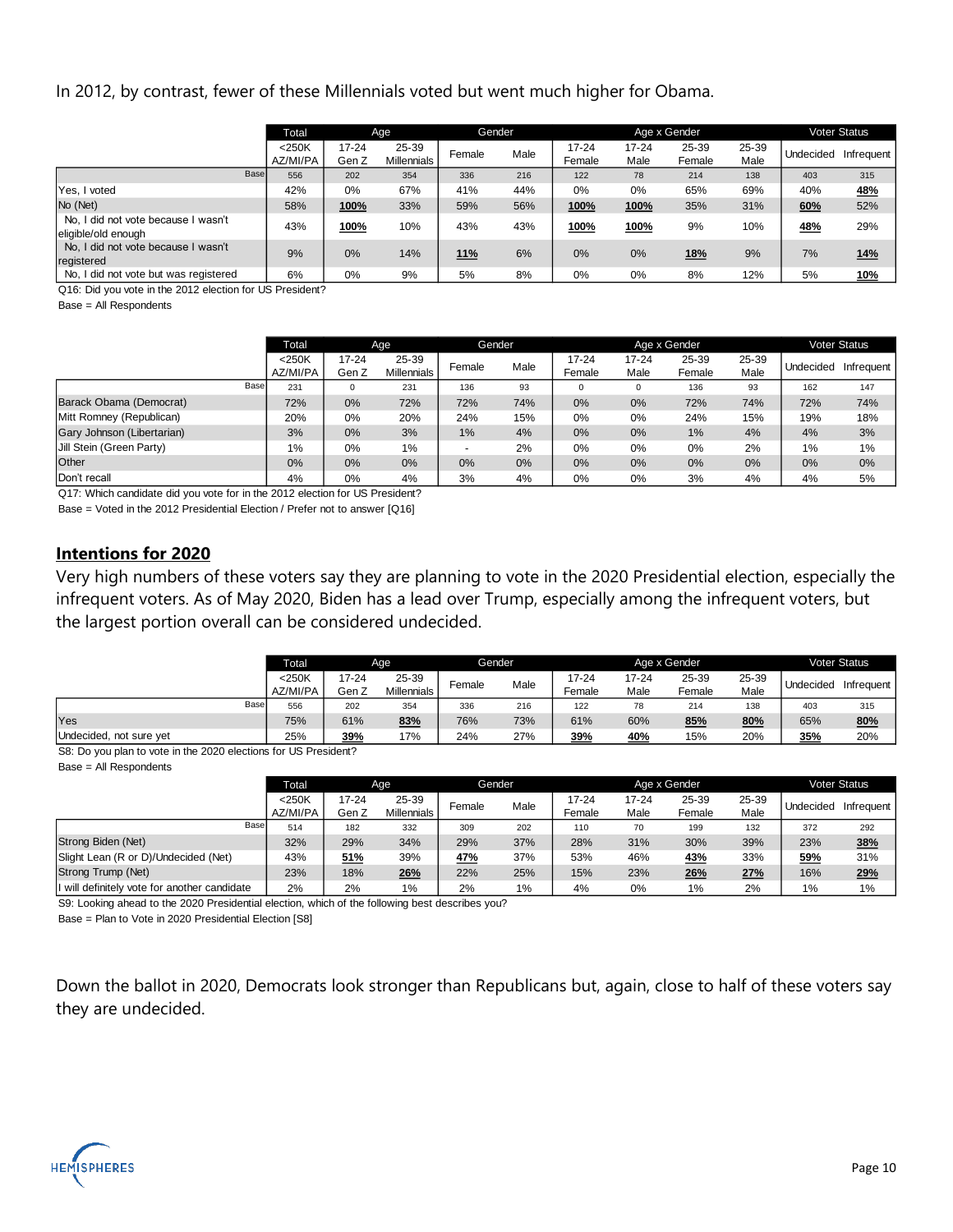In 2012, by contrast, fewer of these Millennials voted but went much higher for Obama.

| | Total | Age | | Gender | | Age x Gender | | | | Voter Status | |
|---|---|---|---|---|---|---|---|---|---|---|---|
| | <250K AZ/MI/PA | 17-24 Gen Z | 25-39 Millennials | Female | Male | 17-24 Female | 17-24 Male | 25-39 Female | 25-39 Male | Undecided | Infrequent |
| Base | 556 | 202 | 354 | 336 | 216 | 122 | 78 | 214 | 138 | 403 | 315 |
| Yes, I voted | 42% | 0% | 67% | 41% | 44% | 0% | 0% | 65% | 69% | 40% | **48%** |
| No (Net) | 58% | **100%** | 33% | 59% | 56% | **100%** | **100%** | 35% | 31% | **60%** | 52% |
| No, I did not vote because I wasn't eligible/old enough | 43% | **100%** | 10% | 43% | 43% | **100%** | **100%** | 9% | 10% | **48%** | 29% |
| No, I did not vote because I wasn't registered | 9% | 0% | 14% | **11%** | 6% | 0% | 0% | **18%** | 9% | 7% | **14%** |
| No, I did not vote but was registered | 6% | 0% | 9% | 5% | 8% | 0% | 0% | 8% | 12% | 5% | **10%** |

Q16: Did you vote in the 2012 election for US President?
Base = All Respondents

| | Total | Age | | Gender | | Age x Gender | | | | Voter Status | |
|---|---|---|---|---|---|---|---|---|---|---|---|
| | <250K AZ/MI/PA | 17-24 Gen Z | 25-39 Millennials | Female | Male | 17-24 Female | 17-24 Male | 25-39 Female | 25-39 Male | Undecided | Infrequent |
| Base | 231 | 0 | 231 | 136 | 93 | 0 | 0 | 136 | 93 | 162 | 147 |
| Barack Obama (Democrat) | 72% | 0% | 72% | 72% | 74% | 0% | 0% | 72% | 74% | 72% | 74% |
| Mitt Romney (Republican) | 20% | 0% | 20% | 24% | 15% | 0% | 0% | 24% | 15% | 19% | 18% |
| Gary Johnson (Libertarian) | 3% | 0% | 3% | 1% | 4% | 0% | 0% | 1% | 4% | 4% | 3% |
| Jill Stein (Green Party) | 1% | 0% | 1% | - | 2% | 0% | 0% | 0% | 2% | 1% | 1% |
| Other | 0% | 0% | 0% | 0% | 0% | 0% | 0% | 0% | 0% | 0% | 0% |
| Don't recall | 4% | 0% | 4% | 3% | 4% | 0% | 0% | 3% | 4% | 4% | 5% |

Q17: Which candidate did you vote for in the 2012 election for US President?
Base = Voted in the 2012 Presidential Election / Prefer not to answer [Q16]

## Intentions for 2020

Very high numbers of these voters say they are planning to vote in the 2020 Presidential election, especially the infrequent voters. As of May 2020, Biden has a lead over Trump, especially among the infrequent voters, but the largest portion overall can be considered undecided.

| | Total | Age | | Gender | | Age x Gender | | | | Voter Status | |
|---|---|---|---|---|---|---|---|---|---|---|---|
| | <250K AZ/MI/PA | 17-24 Gen Z | 25-39 Millennials | Female | Male | 17-24 Female | 17-24 Male | 25-39 Female | 25-39 Male | Undecided | Infrequent |
| Base | 556 | 202 | 354 | 336 | 216 | 122 | 78 | 214 | 138 | 403 | 315 |
| Yes | 75% | 61% | **83%** | 76% | 73% | 61% | 60% | **85%** | **80%** | 65% | **80%** |
| Undecided, not sure yet | 25% | **39%** | 17% | 24% | 27% | **39%** | **40%** | 15% | 20% | **35%** | 20% |

S8: Do you plan to vote in the 2020 elections for US President?
Base = All Respondents

| | Total | Age | | Gender | | Age x Gender | | | | Voter Status | |
|---|---|---|---|---|---|---|---|---|---|---|---|
| | <250K AZ/MI/PA | 17-24 Gen Z | 25-39 Millennials | Female | Male | 17-24 Female | 17-24 Male | 25-39 Female | 25-39 Male | Undecided | Infrequent |
| Base | 514 | 182 | 332 | 309 | 202 | 110 | 70 | 199 | 132 | 372 | 292 |
| Strong Biden (Net) | 32% | 29% | 34% | 29% | 37% | 28% | 31% | 30% | 39% | 23% | **38%** |
| Slight Lean (R or D)/Undecided (Net) | 43% | **51%** | 39% | **47%** | 37% | 53% | 46% | **43%** | 33% | **59%** | 31% |
| Strong Trump (Net) | 23% | 18% | **26%** | 22% | 25% | 15% | 23% | **26%** | **27%** | 16% | **29%** |
| I will definitely vote for another candidate | 2% | 2% | 1% | 2% | 1% | 4% | 0% | 1% | 2% | 1% | 1% |

S9: Looking ahead to the 2020 Presidential election, which of the following best describes you?
Base = Plan to Vote in 2020 Presidential Election [S8]

Down the ballot in 2020, Democrats look stronger than Republicans but, again, close to half of these voters say they are undecided.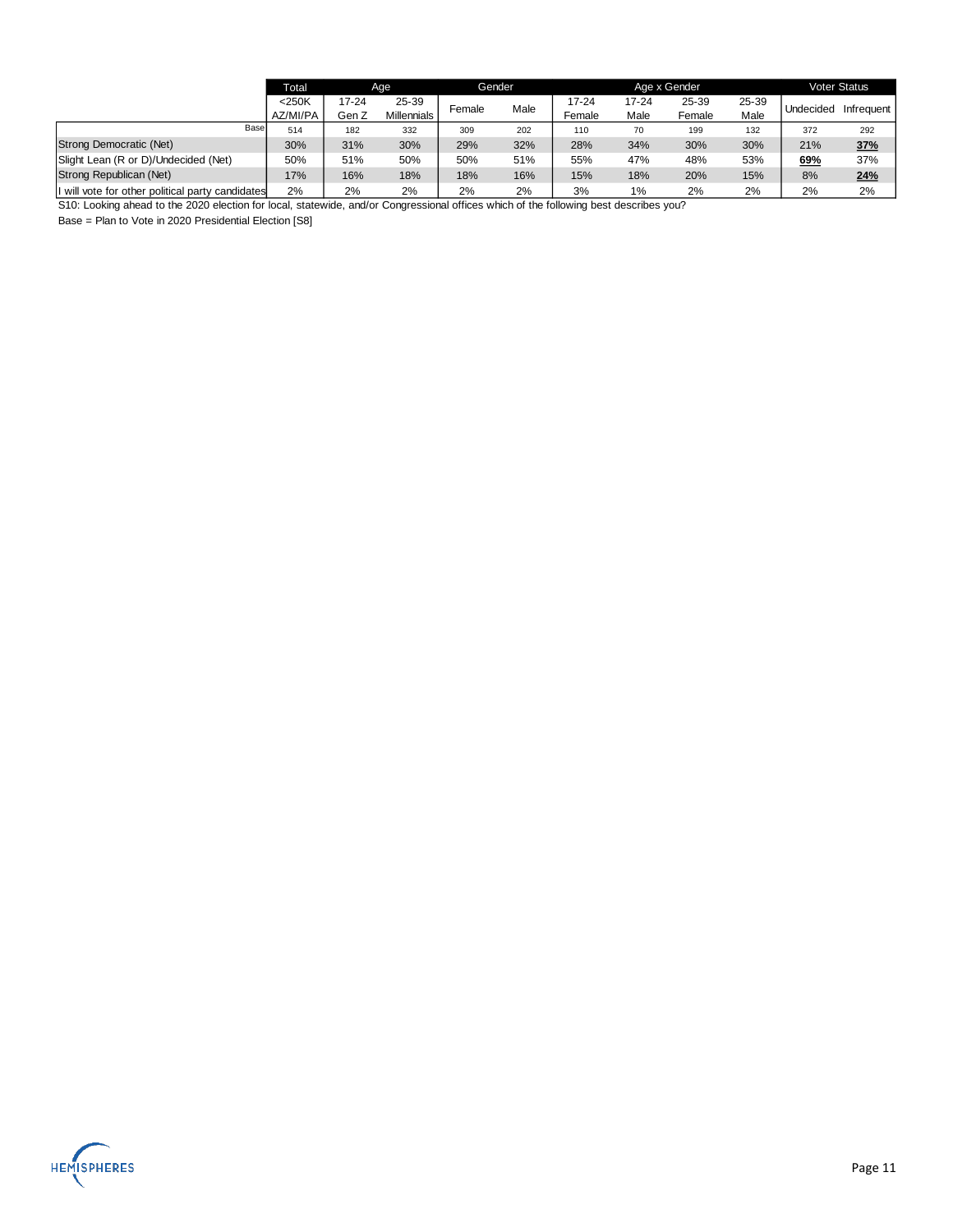| | Total | Age | | Gender | | Age x Gender | | | | Voter Status | |
|---|---|---|---|---|---|---|---|---|---|---|---|
| | <250K AZ/MI/PA | 17-24 Gen Z | 25-39 Millennials | Female | Male | 17-24 Female | 17-24 Male | 25-39 Female | 25-39 Male | Undecided | Infrequent |
| Base | 514 | 182 | 332 | 309 | 202 | 110 | 70 | 199 | 132 | 372 | 292 |
| Strong Democratic (Net) | 30% | 31% | 30% | 29% | 32% | 28% | 34% | 30% | 30% | 21% | **37%** |
| Slight Lean (R or D)/Undecided (Net) | 50% | 51% | 50% | 50% | 51% | 55% | 47% | 48% | 53% | **69%** | 37% |
| Strong Republican (Net) | 17% | 16% | 18% | 18% | 16% | 15% | 18% | 20% | 15% | 8% | **24%** |
| I will vote for other political party candidates | 2% | 2% | 2% | 2% | 2% | 3% | 1% | 2% | 2% | 2% | 2% |

S10: Looking ahead to the 2020 election for local, statewide, and/or Congressional offices which of the following best describes you?

Base = Plan to Vote in 2020 Presidential Election [S8]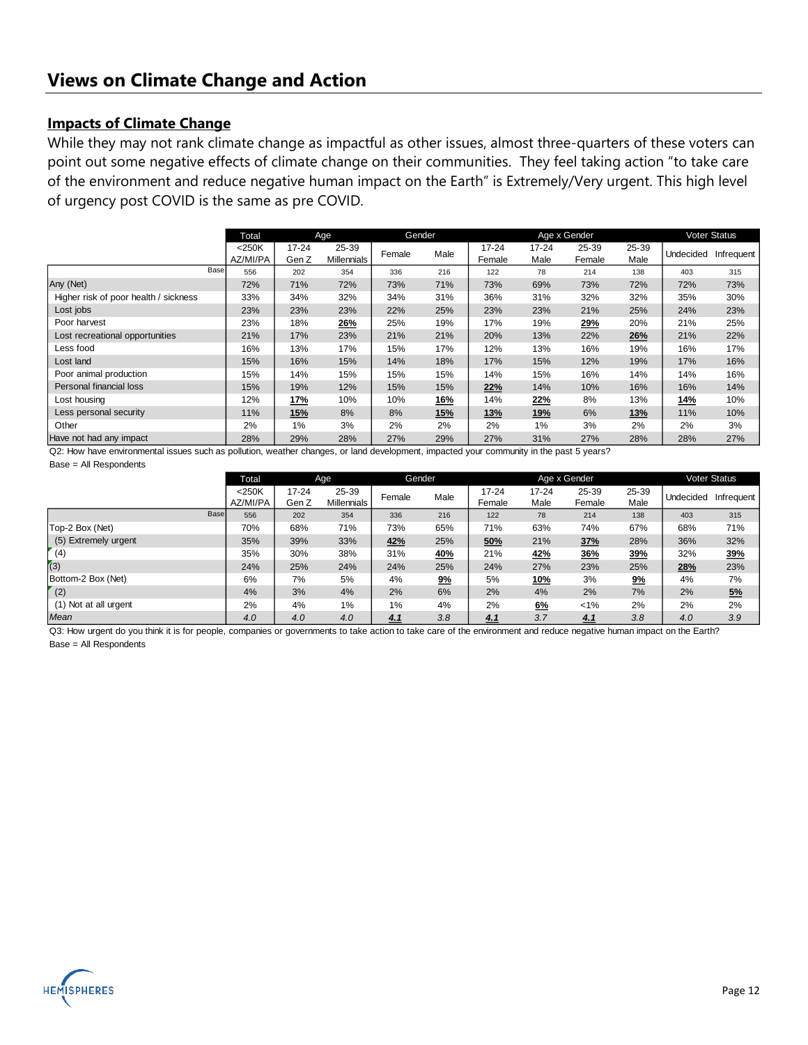## Views on Climate Change and Action

### Impacts of Climate Change

While they may not rank climate change as impactful as other issues, almost three-quarters of these voters can point out some negative effects of climate change on their communities. They feel taking action "to take care of the environment and reduce negative human impact on the Earth" is Extremely/Very urgent. This high level of urgency post COVID is the same as pre COVID.

| | Total | Age | | Gender | | Age x Gender | | | | Voter Status | |
|---|---|---|---|---|---|---|---|---|---|---|---|
| | <250K AZ/MI/PA | 17-24 Gen Z | 25-39 Millennials | Female | Male | 17-24 Female | 17-24 Male | 25-39 Female | 25-39 Male | Undecided | Infrequent |
| Base | 556 | 202 | 354 | 336 | 216 | 122 | 78 | 214 | 138 | 403 | 315 |
| Any (Net) | 72% | 71% | 72% | 73% | 71% | 73% | 69% | 73% | 72% | 72% | 73% |
| Higher risk of poor health / sickness | 33% | 34% | 32% | 34% | 31% | 36% | 31% | 32% | 32% | 35% | 30% |
| Lost jobs | 23% | 23% | 23% | 22% | 25% | 23% | 23% | 21% | 25% | 24% | 23% |
| Poor harvest | 23% | 18% | **26%** | 25% | 19% | 17% | 19% | **29%** | 20% | 21% | 25% |
| Lost recreational opportunities | 21% | 17% | 23% | 21% | 21% | 20% | 13% | 22% | **26%** | 21% | 22% |
| Less food | 16% | 13% | 17% | 15% | 17% | 12% | 13% | 16% | 19% | 16% | 17% |
| Lost land | 15% | 16% | 15% | 14% | 18% | 17% | 15% | 12% | 19% | 17% | 16% |
| Poor animal production | 15% | 14% | 15% | 15% | 15% | 14% | 15% | 16% | 14% | 14% | 16% |
| Personal financial loss | 15% | 19% | 12% | 15% | 15% | **22%** | 14% | 10% | 16% | 16% | 14% |
| Lost housing | 12% | **17%** | 10% | 10% | **16%** | 14% | **22%** | 8% | 13% | **14%** | 10% |
| Less personal security | 11% | **15%** | 8% | 8% | **15%** | **13%** | **19%** | 6% | **13%** | 11% | 10% |
| Other | 2% | 1% | 3% | 2% | 2% | 2% | 1% | 3% | 2% | 2% | 3% |
| Have not had any impact | 28% | 29% | 28% | 27% | 29% | 27% | 31% | 27% | 28% | 28% | 27% |

Q2: How have environmental issues such as pollution, weather changes, or land development, impacted your community in the past 5 years?
Base = All Respondents

| | Total | Age | | Gender | | Age x Gender | | | | Voter Status | |
|---|---|---|---|---|---|---|---|---|---|---|---|
| | <250K AZ/MI/PA | 17-24 Gen Z | 25-39 Millennials | Female | Male | 17-24 Female | 17-24 Male | 25-39 Female | 25-39 Male | Undecided | Infrequent |
| Base | 556 | 202 | 354 | 336 | 216 | 122 | 78 | 214 | 138 | 403 | 315 |
| Top-2 Box (Net) | 70% | 68% | 71% | 73% | 65% | 71% | 63% | 74% | 67% | 68% | 71% |
| (5) Extremely urgent | 35% | 39% | 33% | **42%** | 25% | **50%** | 21% | **37%** | 28% | 36% | 32% |
| (4) | 35% | 30% | 38% | 31% | **40%** | 21% | **42%** | **36%** | **39%** | 32% | **39%** |
| (3) | 24% | 25% | 24% | 24% | 25% | 24% | 27% | 23% | 25% | **28%** | 23% |
| Bottom-2 Box (Net) | 6% | 7% | 5% | 4% | **9%** | 5% | **10%** | 3% | **9%** | 4% | 7% |
| (2) | 4% | 3% | 4% | 2% | 6% | 2% | 4% | 2% | 7% | 2% | **5%** |
| (1) Not at all urgent | 2% | 4% | 1% | 1% | 4% | 2% | **6%** | <1% | 2% | 2% | 2% |
| *Mean* | *4.0* | *4.0* | *4.0* | ***4.1*** | *3.8* | ***4.1*** | *3.7* | ***4.1*** | *3.8* | *4.0* | *3.9* |

Q3: How urgent do you think it is for people, companies or governments to take action to take care of the environment and reduce negative human impact on the Earth?
Base = All Respondents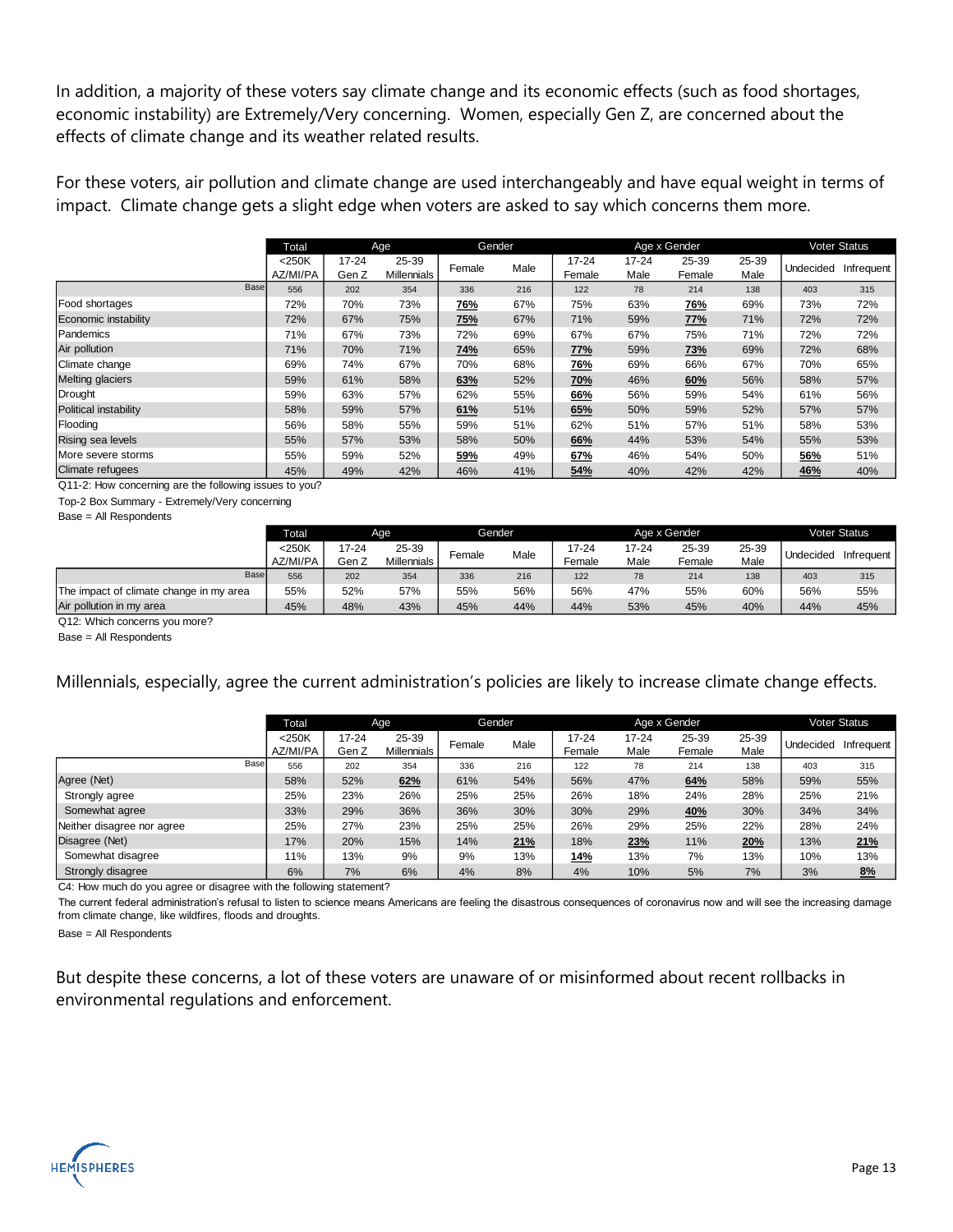In addition, a majority of these voters say climate change and its economic effects (such as food shortages, economic instability) are Extremely/Very concerning.  Women, especially Gen Z, are concerned about the effects of climate change and its weather related results.

For these voters, air pollution and climate change are used interchangeably and have equal weight in terms of impact.  Climate change gets a slight edge when voters are asked to say which concerns them more.

| | Total | Age | | Gender | | Age x Gender | | | | Voter Status | |
|---|---|---|---|---|---|---|---|---|---|---|---|
| | <250K AZ/MI/PA | 17-24 Gen Z | 25-39 Millennials | Female | Male | 17-24 Female | 17-24 Male | 25-39 Female | 25-39 Male | Undecided | Infrequent |
| Base | 556 | 202 | 354 | 336 | 216 | 122 | 78 | 214 | 138 | 403 | 315 |
| Food shortages | 72% | 70% | 73% | **76%** | 67% | 75% | 63% | **76%** | 69% | 73% | 72% |
| Economic instability | 72% | 67% | 75% | **75%** | 67% | 71% | 59% | **77%** | 71% | 72% | 72% |
| Pandemics | 71% | 67% | 73% | 72% | 69% | 67% | 67% | 75% | 71% | 72% | 72% |
| Air pollution | 71% | 70% | 71% | **74%** | 65% | **77%** | 59% | **73%** | 69% | 72% | 68% |
| Climate change | 69% | 74% | 67% | 70% | 68% | **76%** | 69% | 66% | 67% | 70% | 65% |
| Melting glaciers | 59% | 61% | 58% | **63%** | 52% | **70%** | 46% | **60%** | 56% | 58% | 57% |
| Drought | 59% | 63% | 57% | 62% | 55% | **66%** | 56% | 59% | 54% | 61% | 56% |
| Political instability | 58% | 59% | 57% | **61%** | 51% | **65%** | 50% | 59% | 52% | 57% | 57% |
| Flooding | 56% | 58% | 55% | 59% | 51% | 62% | 51% | 57% | 51% | 58% | 53% |
| Rising sea levels | 55% | 57% | 53% | 58% | 50% | **66%** | 44% | 53% | 54% | 55% | 53% |
| More severe storms | 55% | 59% | 52% | **59%** | 49% | **67%** | 46% | 54% | 50% | **56%** | 51% |
| Climate refugees | 45% | 49% | 42% | 46% | 41% | **54%** | 40% | 42% | 42% | **46%** | 40% |

Q11-2: How concerning are the following issues to you?

Top-2 Box Summary - Extremely/Very concerning

Base = All Respondents

| | Total | Age | | Gender | | Age x Gender | | | | Voter Status | |
|---|---|---|---|---|---|---|---|---|---|---|---|
| | <250K AZ/MI/PA | 17-24 Gen Z | 25-39 Millennials | Female | Male | 17-24 Female | 17-24 Male | 25-39 Female | 25-39 Male | Undecided | Infrequent |
| Base | 556 | 202 | 354 | 336 | 216 | 122 | 78 | 214 | 138 | 403 | 315 |
| The impact of climate change in my area | 55% | 52% | 57% | 55% | 56% | 56% | 47% | 55% | 60% | 56% | 55% |
| Air pollution in my area | 45% | 48% | 43% | 45% | 44% | 44% | 53% | 45% | 40% | 44% | 45% |

Q12: Which concerns you more?

Base = All Respondents

Millennials, especially, agree the current administration's policies are likely to increase climate change effects.

| | Total | Age | | Gender | | Age x Gender | | | | Voter Status | |
|---|---|---|---|---|---|---|---|---|---|---|---|
| | <250K AZ/MI/PA | 17-24 Gen Z | 25-39 Millennials | Female | Male | 17-24 Female | 17-24 Male | 25-39 Female | 25-39 Male | Undecided | Infrequent |
| Base | 556 | 202 | 354 | 336 | 216 | 122 | 78 | 214 | 138 | 403 | 315 |
| Agree (Net) | 58% | 52% | **62%** | 61% | 54% | 56% | 47% | **64%** | 58% | 59% | 55% |
| Strongly agree | 25% | 23% | 26% | 25% | 25% | 26% | 18% | 24% | 28% | 25% | 21% |
| Somewhat agree | 33% | 29% | 36% | 36% | 30% | 30% | 29% | **40%** | 30% | 34% | 34% |
| Neither disagree nor agree | 25% | 27% | 23% | 25% | 25% | 26% | 29% | 25% | 22% | 28% | 24% |
| Disagree (Net) | 17% | 20% | 15% | 14% | **21%** | 18% | **23%** | 11% | **20%** | 13% | **21%** |
| Somewhat disagree | 11% | 13% | 9% | 9% | 13% | **14%** | 13% | 7% | 13% | 10% | 13% |
| Strongly disagree | 6% | 7% | 6% | 4% | 8% | 4% | 10% | 5% | 7% | 3% | **8%** |

C4: How much do you agree or disagree with the following statement?

The current federal administration's refusal to listen to science means Americans are feeling the disastrous consequences of coronavirus now and will see the increasing damage from climate change, like wildfires, floods and droughts.

Base = All Respondents

But despite these concerns, a lot of these voters are unaware of or misinformed about recent rollbacks in environmental regulations and enforcement.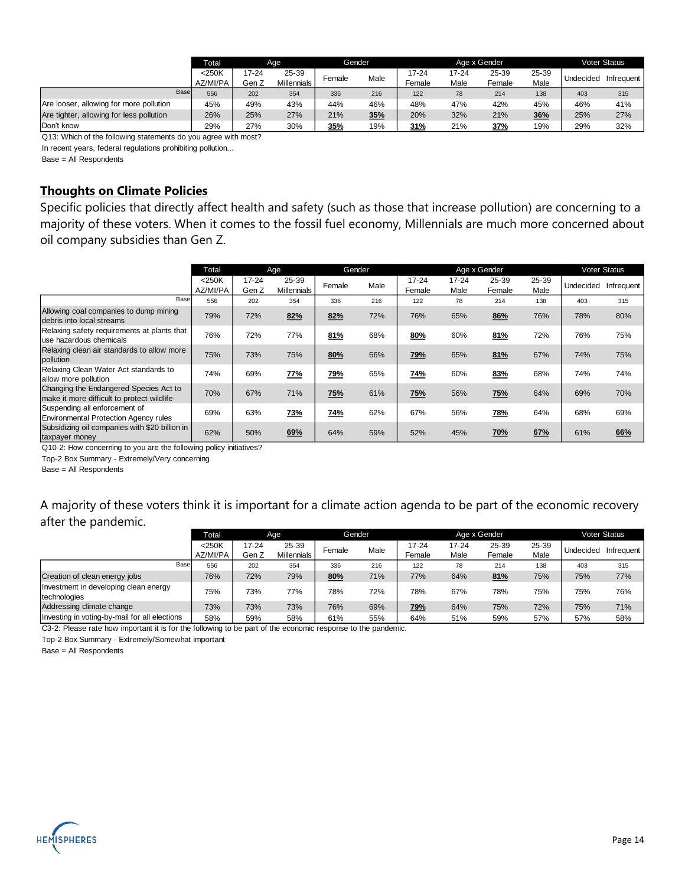| | Total | Age | | Gender | | Age x Gender | | | | Voter Status | |
|---|---|---|---|---|---|---|---|---|---|---|---|
| | <250K AZ/MI/PA | 17-24 Gen Z | 25-39 Millennials | Female | Male | 17-24 Female | 17-24 Male | 25-39 Female | 25-39 Male | Undecided | Infrequent |
| Base | 556 | 202 | 354 | 336 | 216 | 122 | 78 | 214 | 138 | 403 | 315 |
| Are looser, allowing for more pollution | 45% | 49% | 43% | 44% | 46% | 48% | 47% | 42% | 45% | 46% | 41% |
| Are tighter, allowing for less pollution | 26% | 25% | 27% | 21% | **35%** | 20% | 32% | 21% | **36%** | 25% | 27% |
| Don't know | 29% | 27% | 30% | **35%** | 19% | **31%** | 21% | **37%** | 19% | 29% | 32% |

Q13: Which of the following statements do you agree with most?

In recent years, federal regulations prohibiting pollution...

Base = All Respondents

## Thoughts on Climate Policies

Specific policies that directly affect health and safety (such as those that increase pollution) are concerning to a majority of these voters. When it comes to the fossil fuel economy, Millennials are much more concerned about oil company subsidies than Gen Z.

| | Total | Age | | Gender | | Age x Gender | | | | Voter Status | |
|---|---|---|---|---|---|---|---|---|---|---|---|
| | <250K AZ/MI/PA | 17-24 Gen Z | 25-39 Millennials | Female | Male | 17-24 Female | 17-24 Male | 25-39 Female | 25-39 Male | Undecided | Infrequent |
| Base | 556 | 202 | 354 | 336 | 216 | 122 | 78 | 214 | 138 | 403 | 315 |
| Allowing coal companies to dump mining debris into local streams | 79% | 72% | **82%** | **82%** | 72% | 76% | 65% | **86%** | 76% | 78% | 80% |
| Relaxing safety requirements at plants that use hazardous chemicals | 76% | 72% | 77% | **81%** | 68% | **80%** | 60% | **81%** | 72% | 76% | 75% |
| Relaxing clean air standards to allow more pollution | 75% | 73% | 75% | **80%** | 66% | **79%** | 65% | **81%** | 67% | 74% | 75% |
| Relaxing Clean Water Act standards to allow more pollution | 74% | 69% | **77%** | **79%** | 65% | **74%** | 60% | **83%** | 68% | 74% | 74% |
| Changing the Endangered Species Act to make it more difficult to protect wildlife | 70% | 67% | 71% | **75%** | 61% | **75%** | 56% | **75%** | 64% | 69% | 70% |
| Suspending all enforcement of Environmental Protection Agency rules | 69% | 63% | **73%** | **74%** | 62% | 67% | 56% | **78%** | 64% | 68% | 69% |
| Subsidizing oil companies with $20 billion in taxpayer money | 62% | 50% | **69%** | 64% | 59% | 52% | 45% | **70%** | **67%** | 61% | **66%** |

Q10-2: How concerning to you are the following policy initiatives?

Top-2 Box Summary - Extremely/Very concerning

Base = All Respondents

A majority of these voters think it is important for a climate action agenda to be part of the economic recovery after the pandemic.

| | Total | Age | | Gender | | Age x Gender | | | | Voter Status | |
|---|---|---|---|---|---|---|---|---|---|---|---|
| | <250K AZ/MI/PA | 17-24 Gen Z | 25-39 Millennials | Female | Male | 17-24 Female | 17-24 Male | 25-39 Female | 25-39 Male | Undecided | Infrequent |
| Base | 556 | 202 | 354 | 336 | 216 | 122 | 78 | 214 | 138 | 403 | 315 |
| Creation of clean energy jobs | 76% | 72% | 79% | **80%** | 71% | 77% | 64% | **81%** | 75% | 75% | 77% |
| Investment in developing clean energy technologies | 75% | 73% | 77% | 78% | 72% | 78% | 67% | 78% | 75% | 75% | 76% |
| Addressing climate change | 73% | 73% | 73% | 76% | 69% | **79%** | 64% | 75% | 72% | 75% | 71% |
| Investing in voting-by-mail for all elections | 58% | 59% | 58% | 61% | 55% | 64% | 51% | 59% | 57% | 57% | 58% |

C3-2: Please rate how important it is for the following to be part of the economic response to the pandemic.

Top-2 Box Summary - Extremely/Somewhat important

Base = All Respondents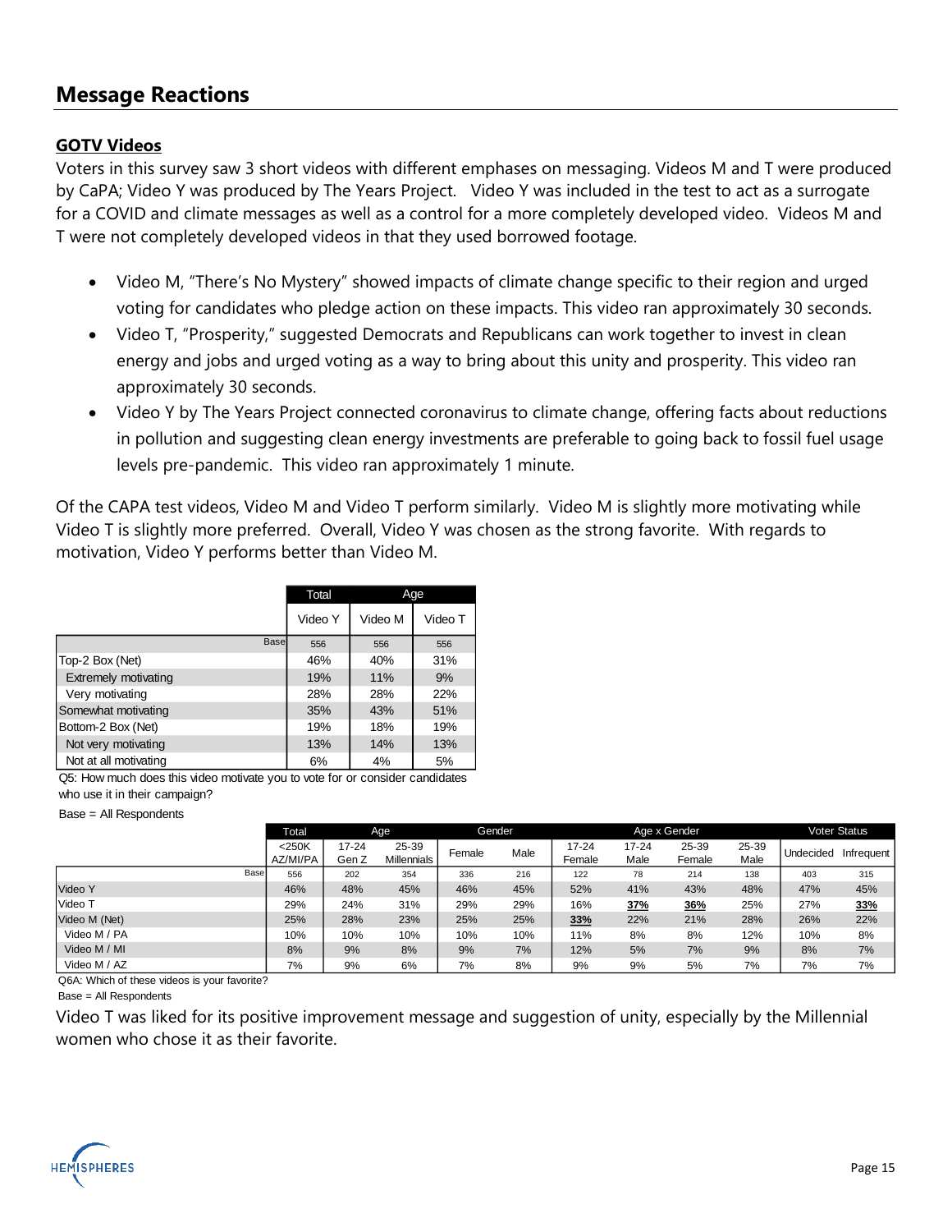## Message Reactions

### GOTV Videos

Voters in this survey saw 3 short videos with different emphases on messaging. Videos M and T were produced by CaPA; Video Y was produced by The Years Project. Video Y was included in the test to act as a surrogate for a COVID and climate messages as well as a control for a more completely developed video. Videos M and T were not completely developed videos in that they used borrowed footage.

- Video M, "There's No Mystery" showed impacts of climate change specific to their region and urged voting for candidates who pledge action on these impacts. This video ran approximately 30 seconds.
- Video T, "Prosperity," suggested Democrats and Republicans can work together to invest in clean energy and jobs and urged voting as a way to bring about this unity and prosperity. This video ran approximately 30 seconds.
- Video Y by The Years Project connected coronavirus to climate change, offering facts about reductions in pollution and suggesting clean energy investments are preferable to going back to fossil fuel usage levels pre-pandemic. This video ran approximately 1 minute.

Of the CAPA test videos, Video M and Video T perform similarly. Video M is slightly more motivating while Video T is slightly more preferred. Overall, Video Y was chosen as the strong favorite. With regards to motivation, Video Y performs better than Video M.

| | Total | Age | |
|---|---|---|---|
| | Video Y | Video M | Video T |
| Base | 556 | 556 | 556 |
| Top-2 Box (Net) | 46% | 40% | 31% |
| Extremely motivating | 19% | 11% | 9% |
| Very motivating | 28% | 28% | 22% |
| Somewhat motivating | 35% | 43% | 51% |
| Bottom-2 Box (Net) | 19% | 18% | 19% |
| Not very motivating | 13% | 14% | 13% |
| Not at all motivating | 6% | 4% | 5% |

Q5: How much does this video motivate you to vote for or consider candidates who use it in their campaign?

Base = All Respondents

| | Total | Age | | Gender | | Age x Gender | | | | Voter Status | |
|---|---|---|---|---|---|---|---|---|---|---|---|
| | <250K AZ/MI/PA | 17-24 Gen Z | 25-39 Millennials | Female | Male | 17-24 Female | 17-24 Male | 25-39 Female | 25-39 Male | Undecided | Infrequent |
| Base | 556 | 202 | 354 | 336 | 216 | 122 | 78 | 214 | 138 | 403 | 315 |
| Video Y | 46% | 48% | 45% | 46% | 45% | 52% | 41% | 43% | 48% | 47% | 45% |
| Video T | 29% | 24% | 31% | 29% | 29% | 16% | **37%** | **36%** | 25% | 27% | **33%** |
| Video M (Net) | 25% | 28% | 23% | 25% | 25% | **33%** | 22% | 21% | 28% | 26% | 22% |
| Video M / PA | 10% | 10% | 10% | 10% | 10% | 11% | 8% | 8% | 12% | 10% | 8% |
| Video M / MI | 8% | 9% | 8% | 9% | 7% | 12% | 5% | 7% | 9% | 8% | 7% |
| Video M / AZ | 7% | 9% | 6% | 7% | 8% | 9% | 9% | 5% | 7% | 7% | 7% |

Q6A: Which of these videos is your favorite?

Base = All Respondents

Video T was liked for its positive improvement message and suggestion of unity, especially by the Millennial women who chose it as their favorite.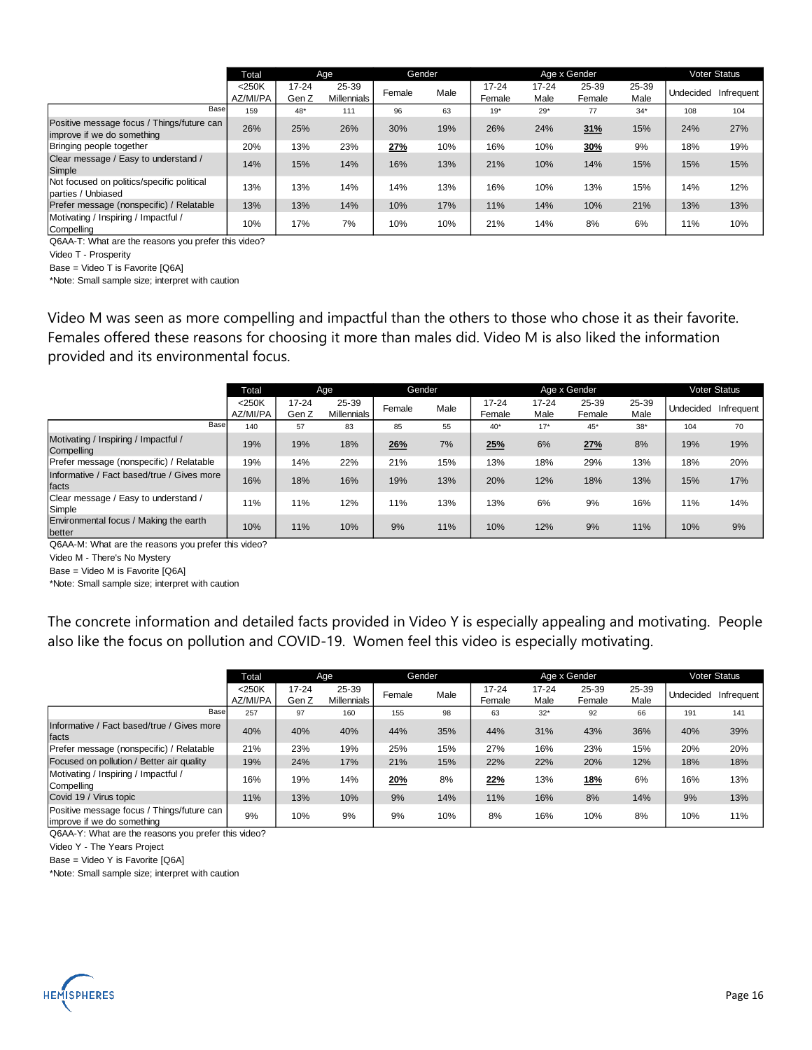| | Total | Age | | Gender | | Age x Gender | | | | Voter Status | |
|---|---|---|---|---|---|---|---|---|---|---|---|
| | <250K AZ/MI/PA | 17-24 Gen Z | 25-39 Millennials | Female | Male | 17-24 Female | 17-24 Male | 25-39 Female | 25-39 Male | Undecided | Infrequent |
| Base | 159 | 48* | 111 | 96 | 63 | 19* | 29* | 77 | 34* | 108 | 104 |
| Positive message focus / Things/future can improve if we do something | 26% | 25% | 26% | 30% | 19% | 26% | 24% | **31%** | 15% | 24% | 27% |
| Bringing people together | 20% | 13% | 23% | **27%** | 10% | 16% | 10% | **30%** | 9% | 18% | 19% |
| Clear message / Easy to understand / Simple | 14% | 15% | 14% | 16% | 13% | 21% | 10% | 14% | 15% | 15% | 15% |
| Not focused on politics/specific political parties / Unbiased | 13% | 13% | 14% | 14% | 13% | 16% | 10% | 13% | 15% | 14% | 12% |
| Prefer message (nonspecific) / Relatable | 13% | 13% | 14% | 10% | 17% | 11% | 14% | 10% | 21% | 13% | 13% |
| Motivating / Inspiring / Impactful / Compelling | 10% | 17% | 7% | 10% | 10% | 21% | 14% | 8% | 6% | 11% | 10% |

Q6AA-T: What are the reasons you prefer this video?
Video T - Prosperity
Base = Video T is Favorite [Q6A]
*Note: Small sample size; interpret with caution

Video M was seen as more compelling and impactful than the others to those who chose it as their favorite. Females offered these reasons for choosing it more than males did. Video M is also liked the information provided and its environmental focus.

| | Total | Age | | Gender | | Age x Gender | | | | Voter Status | |
|---|---|---|---|---|---|---|---|---|---|---|---|
| | <250K AZ/MI/PA | 17-24 Gen Z | 25-39 Millennials | Female | Male | 17-24 Female | 17-24 Male | 25-39 Female | 25-39 Male | Undecided | Infrequent |
| Base | 140 | 57 | 83 | 85 | 55 | 40* | 17* | 45* | 38* | 104 | 70 |
| Motivating / Inspiring / Impactful / Compelling | 19% | 19% | 18% | **26%** | 7% | **25%** | 6% | **27%** | 8% | 19% | 19% |
| Prefer message (nonspecific) / Relatable | 19% | 14% | 22% | 21% | 15% | 13% | 18% | 29% | 13% | 18% | 20% |
| Informative / Fact based/true / Gives more facts | 16% | 18% | 16% | 19% | 13% | 20% | 12% | 18% | 13% | 15% | 17% |
| Clear message / Easy to understand / Simple | 11% | 11% | 12% | 11% | 13% | 13% | 6% | 9% | 16% | 11% | 14% |
| Environmental focus / Making the earth better | 10% | 11% | 10% | 9% | 11% | 10% | 12% | 9% | 11% | 10% | 9% |

Q6AA-M: What are the reasons you prefer this video?
Video M - There's No Mystery
Base = Video M is Favorite [Q6A]
*Note: Small sample size; interpret with caution

The concrete information and detailed facts provided in Video Y is especially appealing and motivating. People also like the focus on pollution and COVID-19. Women feel this video is especially motivating.

| | Total | Age | | Gender | | Age x Gender | | | | Voter Status | |
|---|---|---|---|---|---|---|---|---|---|---|---|
| | <250K AZ/MI/PA | 17-24 Gen Z | 25-39 Millennials | Female | Male | 17-24 Female | 17-24 Male | 25-39 Female | 25-39 Male | Undecided | Infrequent |
| Base | 257 | 97 | 160 | 155 | 98 | 63 | 32* | 92 | 66 | 191 | 141 |
| Informative / Fact based/true / Gives more facts | 40% | 40% | 40% | 44% | 35% | 44% | 31% | 43% | 36% | 40% | 39% |
| Prefer message (nonspecific) / Relatable | 21% | 23% | 19% | 25% | 15% | 27% | 16% | 23% | 15% | 20% | 20% |
| Focused on pollution / Better air quality | 19% | 24% | 17% | 21% | 15% | 22% | 22% | 20% | 12% | 18% | 18% |
| Motivating / Inspiring / Impactful / Compelling | 16% | 19% | 14% | **20%** | 8% | **22%** | 13% | **18%** | 6% | 16% | 13% |
| Covid 19 / Virus topic | 11% | 13% | 10% | 9% | 14% | 11% | 16% | 8% | 14% | 9% | 13% |
| Positive message focus / Things/future can improve if we do something | 9% | 10% | 9% | 9% | 10% | 8% | 16% | 10% | 8% | 10% | 11% |

Q6AA-Y: What are the reasons you prefer this video?
Video Y - The Years Project
Base = Video Y is Favorite [Q6A]
*Note: Small sample size; interpret with caution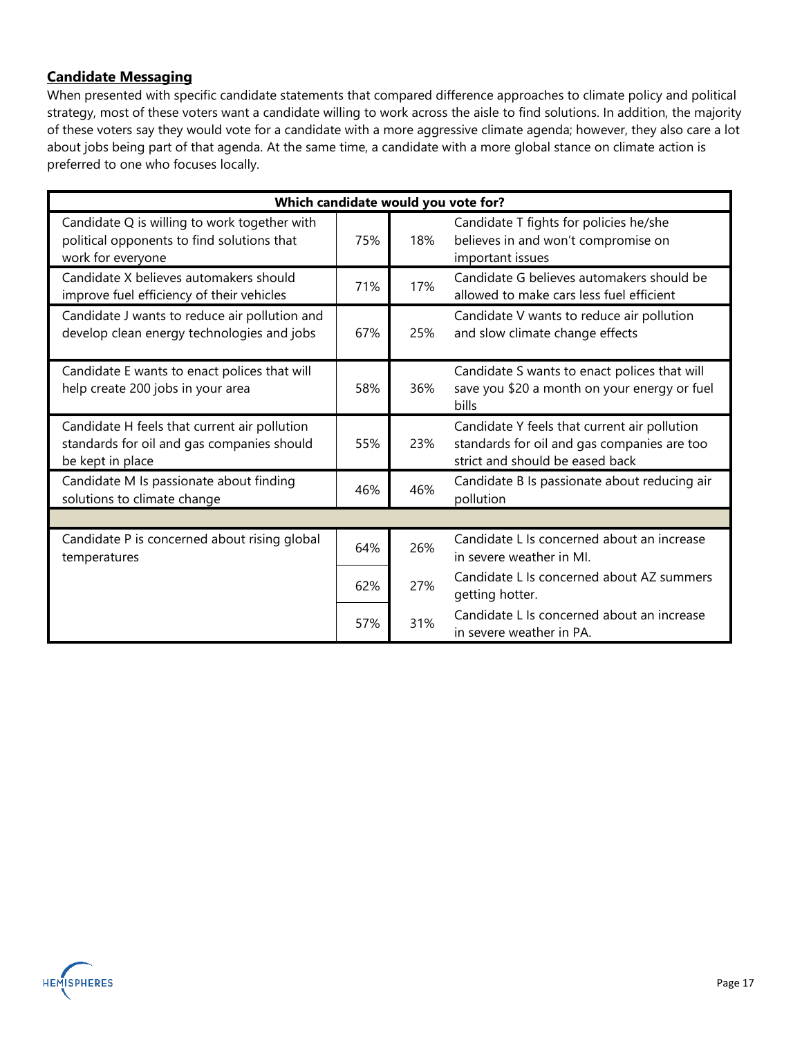## Candidate Messaging

When presented with specific candidate statements that compared difference approaches to climate policy and political strategy, most of these voters want a candidate willing to work across the aisle to find solutions. In addition, the majority of these voters say they would vote for a candidate with a more aggressive climate agenda; however, they also care a lot about jobs being part of that agenda. At the same time, a candidate with a more global stance on climate action is preferred to one who focuses locally.

| Which candidate would you vote for? | | | |
|---|---|---|---|
| Candidate Q is willing to work together with political opponents to find solutions that work for everyone | 75% | 18% | Candidate T fights for policies he/she believes in and won't compromise on important issues |
| Candidate X believes automakers should improve fuel efficiency of their vehicles | 71% | 17% | Candidate G believes automakers should be allowed to make cars less fuel efficient |
| Candidate J wants to reduce air pollution and develop clean energy technologies and jobs | 67% | 25% | Candidate V wants to reduce air pollution and slow climate change effects |
| Candidate E wants to enact polices that will help create 200 jobs in your area | 58% | 36% | Candidate S wants to enact polices that will save you $20 a month on your energy or fuel bills |
| Candidate H feels that current air pollution standards for oil and gas companies should be kept in place | 55% | 23% | Candidate Y feels that current air pollution standards for oil and gas companies are too strict and should be eased back |
| Candidate M Is passionate about finding solutions to climate change | 46% | 46% | Candidate B Is passionate about reducing air pollution |
| | | | |
| Candidate P is concerned about rising global temperatures | 64% | 26% | Candidate L Is concerned about an increase in severe weather in MI. |
| | 62% | 27% | Candidate L Is concerned about AZ summers getting hotter. |
| | 57% | 31% | Candidate L Is concerned about an increase in severe weather in PA. |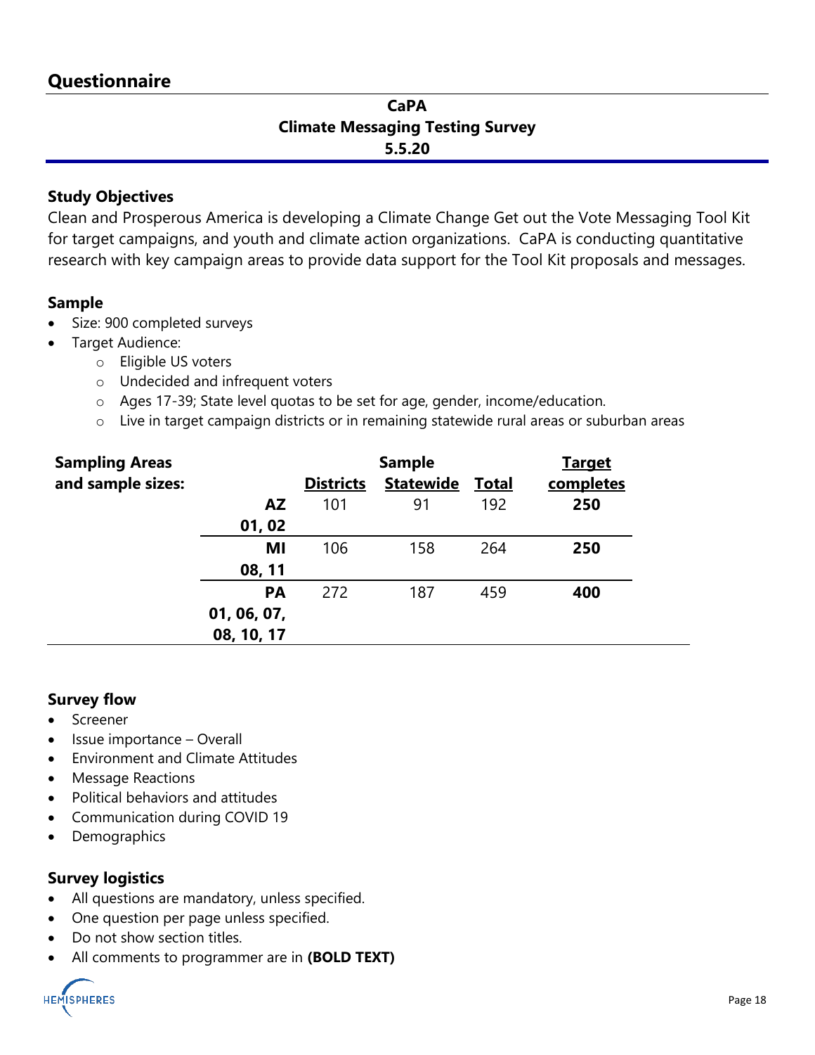## Questionnaire

**CaPA**
**Climate Messaging Testing Survey**
**5.5.20**

### Study Objectives

Clean and Prosperous America is developing a Climate Change Get out the Vote Messaging Tool Kit for target campaigns, and youth and climate action organizations. CaPA is conducting quantitative research with key campaign areas to provide data support for the Tool Kit proposals and messages.

### Sample

- Size: 900 completed surveys
- Target Audience:
  - Eligible US voters
  - Undecided and infrequent voters
  - Ages 17-39; State level quotas to be set for age, gender, income/education.
  - Live in target campaign districts or in remaining statewide rural areas or suburban areas

| Sampling Areas and sample sizes: | | Sample Districts | Sample Statewide | Total | Target completes |
|---|---|---|---|---|---|
| | **AZ 01, 02** | 101 | 91 | 192 | **250** |
| | **MI 08, 11** | 106 | 158 | 264 | **250** |
| | **PA 01, 06, 07, 08, 10, 17** | 272 | 187 | 459 | **400** |

### Survey flow

- Screener
- Issue importance – Overall
- Environment and Climate Attitudes
- Message Reactions
- Political behaviors and attitudes
- Communication during COVID 19
- Demographics

### Survey logistics

- All questions are mandatory, unless specified.
- One question per page unless specified.
- Do not show section titles.
- All comments to programmer are in **(BOLD TEXT)**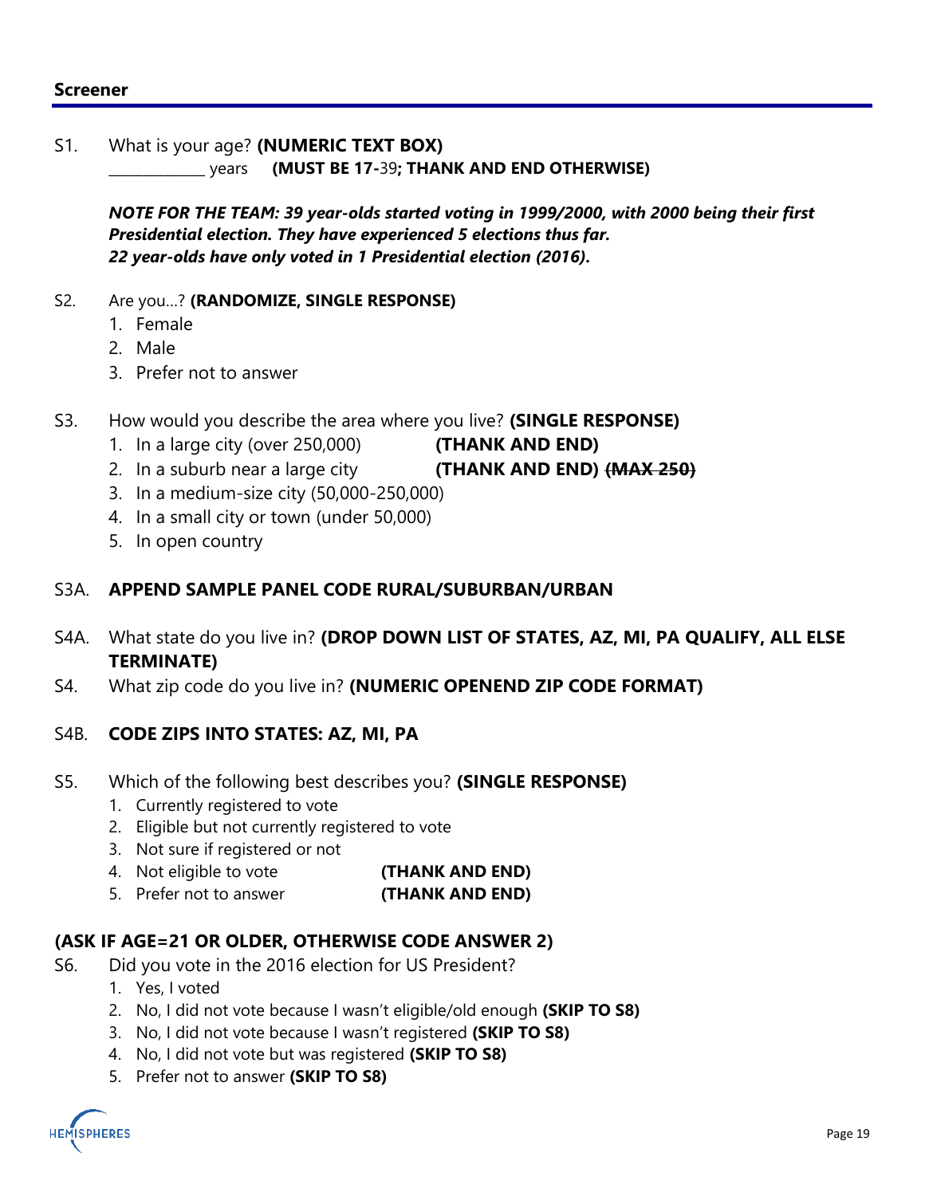## Screener

S1. What is your age? **(NUMERIC TEXT BOX)**
_____________ years **(MUST BE 17-**39**; THANK AND END OTHERWISE)**

***NOTE FOR THE TEAM: 39 year-olds started voting in 1999/2000, with 2000 being their first Presidential election. They have experienced 5 elections thus far.***
***22 year-olds have only voted in 1 Presidential election (2016).***

S2. Are you…? **(RANDOMIZE, SINGLE RESPONSE)**
1. Female
2. Male
3. Prefer not to answer

S3. How would you describe the area where you live? **(SINGLE RESPONSE)**
1. In a large city (over 250,000) **(THANK AND END)**
2. In a suburb near a large city **(THANK AND END)** ~~**(MAX 250)**~~
3. In a medium-size city (50,000-250,000)
4. In a small city or town (under 50,000)
5. In open country

S3A. **APPEND SAMPLE PANEL CODE RURAL/SUBURBAN/URBAN**

S4A. What state do you live in? **(DROP DOWN LIST OF STATES, AZ, MI, PA QUALIFY, ALL ELSE TERMINATE)**

S4. What zip code do you live in? **(NUMERIC OPENEND ZIP CODE FORMAT)**

S4B. **CODE ZIPS INTO STATES: AZ, MI, PA**

S5. Which of the following best describes you? **(SINGLE RESPONSE)**
1. Currently registered to vote
2. Eligible but not currently registered to vote
3. Not sure if registered or not
4. Not eligible to vote **(THANK AND END)**
5. Prefer not to answer **(THANK AND END)**

**(ASK IF AGE=21 OR OLDER, OTHERWISE CODE ANSWER 2)**

S6. Did you vote in the 2016 election for US President?
1. Yes, I voted
2. No, I did not vote because I wasn't eligible/old enough **(SKIP TO S8)**
3. No, I did not vote because I wasn't registered **(SKIP TO S8)**
4. No, I did not vote but was registered **(SKIP TO S8)**
5. Prefer not to answer **(SKIP TO S8)**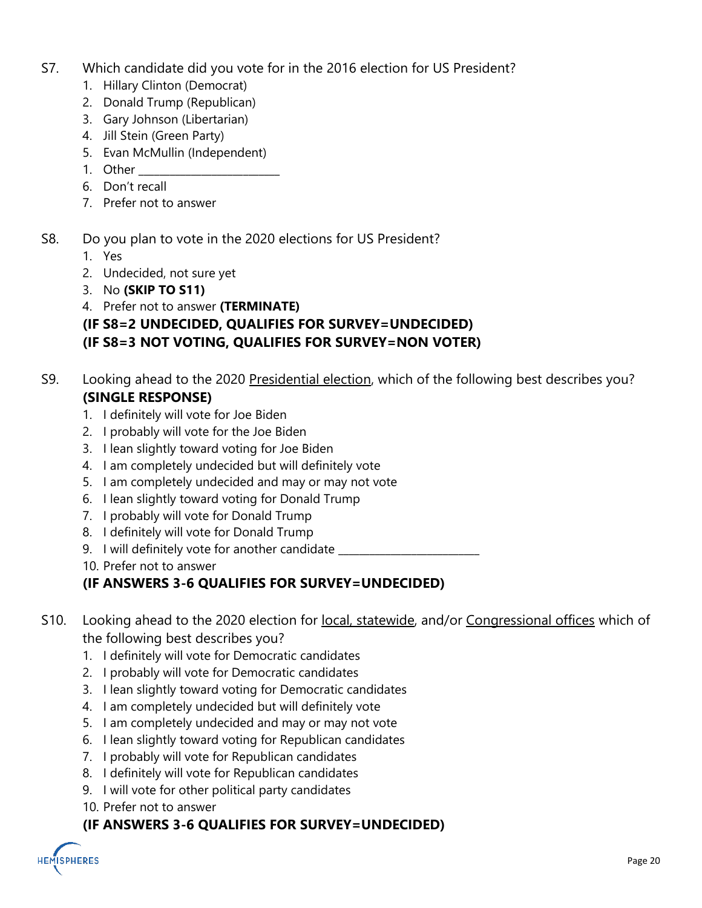S7. Which candidate did you vote for in the 2016 election for US President?

1. Hillary Clinton (Democrat)
2. Donald Trump (Republican)
3. Gary Johnson (Libertarian)
4. Jill Stein (Green Party)
5. Evan McMullin (Independent)
1. Other ________________________
6. Don't recall
7. Prefer not to answer

S8. Do you plan to vote in the 2020 elections for US President?

1. Yes
2. Undecided, not sure yet
3. No **(SKIP TO S11)**
4. Prefer not to answer **(TERMINATE)**

**(IF S8=2 UNDECIDED, QUALIFIES FOR SURVEY=UNDECIDED)**
**(IF S8=3 NOT VOTING, QUALIFIES FOR SURVEY=NON VOTER)**

S9. Looking ahead to the 2020 Presidential election, which of the following best describes you? **(SINGLE RESPONSE)**

1. I definitely will vote for Joe Biden
2. I probably will vote for the Joe Biden
3. I lean slightly toward voting for Joe Biden
4. I am completely undecided but will definitely vote
5. I am completely undecided and may or may not vote
6. I lean slightly toward voting for Donald Trump
7. I probably will vote for Donald Trump
8. I definitely will vote for Donald Trump
9. I will definitely vote for another candidate ________________________
10. Prefer not to answer

**(IF ANSWERS 3-6 QUALIFIES FOR SURVEY=UNDECIDED)**

S10. Looking ahead to the 2020 election for local, statewide, and/or Congressional offices which of the following best describes you?

1. I definitely will vote for Democratic candidates
2. I probably will vote for Democratic candidates
3. I lean slightly toward voting for Democratic candidates
4. I am completely undecided but will definitely vote
5. I am completely undecided and may or may not vote
6. I lean slightly toward voting for Republican candidates
7. I probably will vote for Republican candidates
8. I definitely will vote for Republican candidates
9. I will vote for other political party candidates
10. Prefer not to answer

**(IF ANSWERS 3-6 QUALIFIES FOR SURVEY=UNDECIDED)**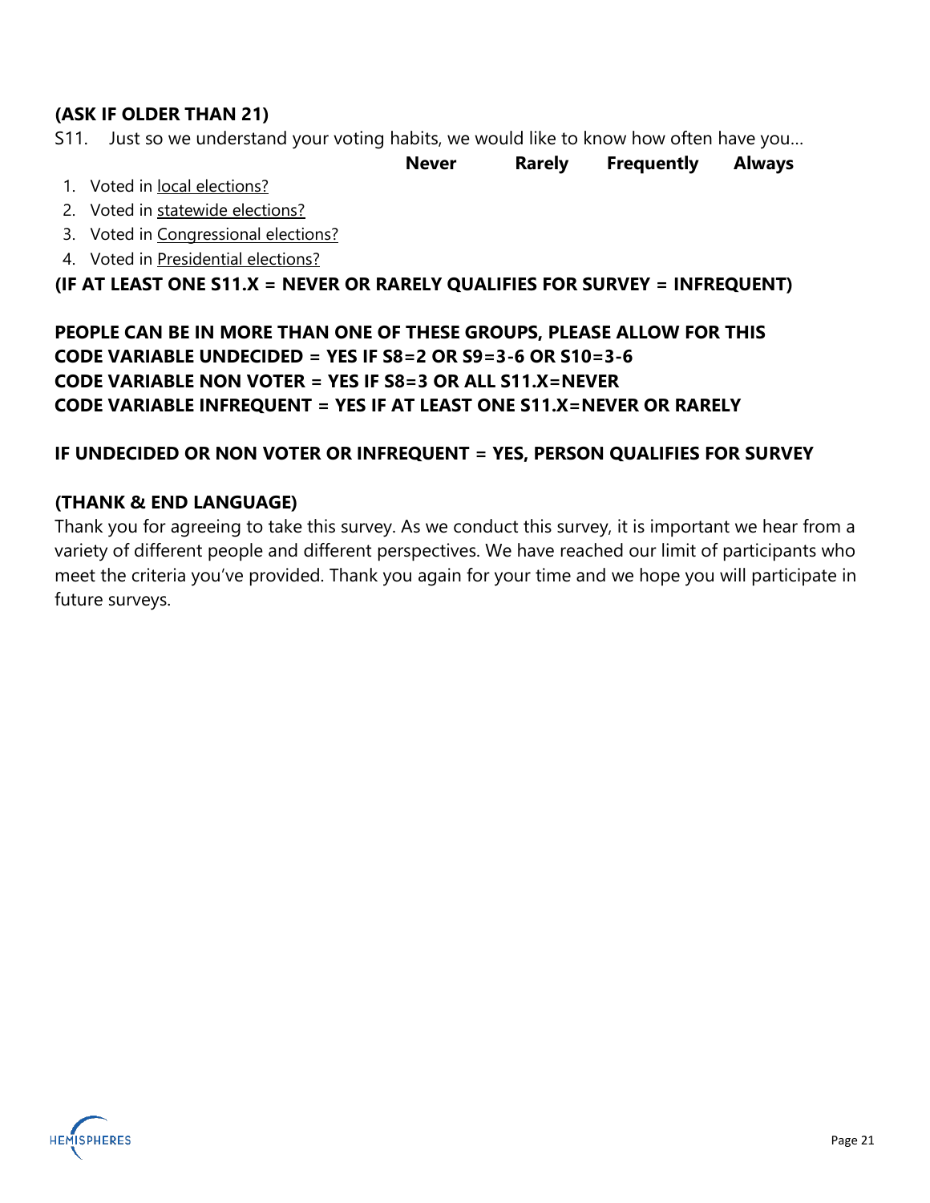**(ASK IF OLDER THAN 21)**

S11. Just so we understand your voting habits, we would like to know how often have you…

| | **Never** | **Rarely** | **Frequently** | **Always** |
|---|---|---|---|---|
| 1. Voted in <u>local elections?</u> | | | | |
| 2. Voted in <u>statewide elections?</u> | | | | |
| 3. Voted in <u>Congressional elections?</u> | | | | |
| 4. Voted in <u>Presidential elections?</u> | | | | |

**(IF AT LEAST ONE S11.X = NEVER OR RARELY QUALIFIES FOR SURVEY = INFREQUENT)**

**PEOPLE CAN BE IN MORE THAN ONE OF THESE GROUPS, PLEASE ALLOW FOR THIS**
**CODE VARIABLE UNDECIDED = YES IF S8=2 OR S9=3-6 OR S10=3-6**
**CODE VARIABLE NON VOTER = YES IF S8=3 OR ALL S11.X=NEVER**
**CODE VARIABLE INFREQUENT = YES IF AT LEAST ONE S11.X=NEVER OR RARELY**

**IF UNDECIDED OR NON VOTER OR INFREQUENT = YES, PERSON QUALIFIES FOR SURVEY**

**(THANK & END LANGUAGE)**

Thank you for agreeing to take this survey. As we conduct this survey, it is important we hear from a variety of different people and different perspectives. We have reached our limit of participants who meet the criteria you've provided. Thank you again for your time and we hope you will participate in future surveys.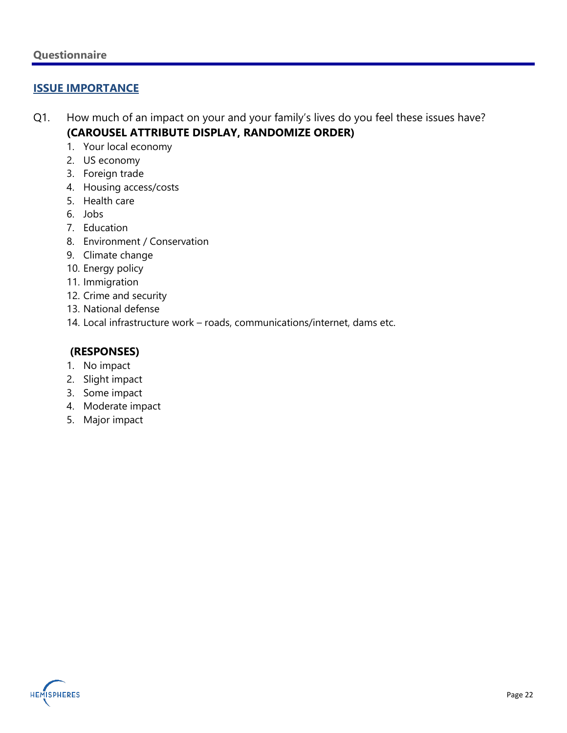## ISSUE IMPORTANCE

Q1. How much of an impact on your and your family's lives do you feel these issues have? **(CAROUSEL ATTRIBUTE DISPLAY, RANDOMIZE ORDER)**

1. Your local economy
2. US economy
3. Foreign trade
4. Housing access/costs
5. Health care
6. Jobs
7. Education
8. Environment / Conservation
9. Climate change
10. Energy policy
11. Immigration
12. Crime and security
13. National defense
14. Local infrastructure work – roads, communications/internet, dams etc.

**(RESPONSES)**

1. No impact
2. Slight impact
3. Some impact
4. Moderate impact
5. Major impact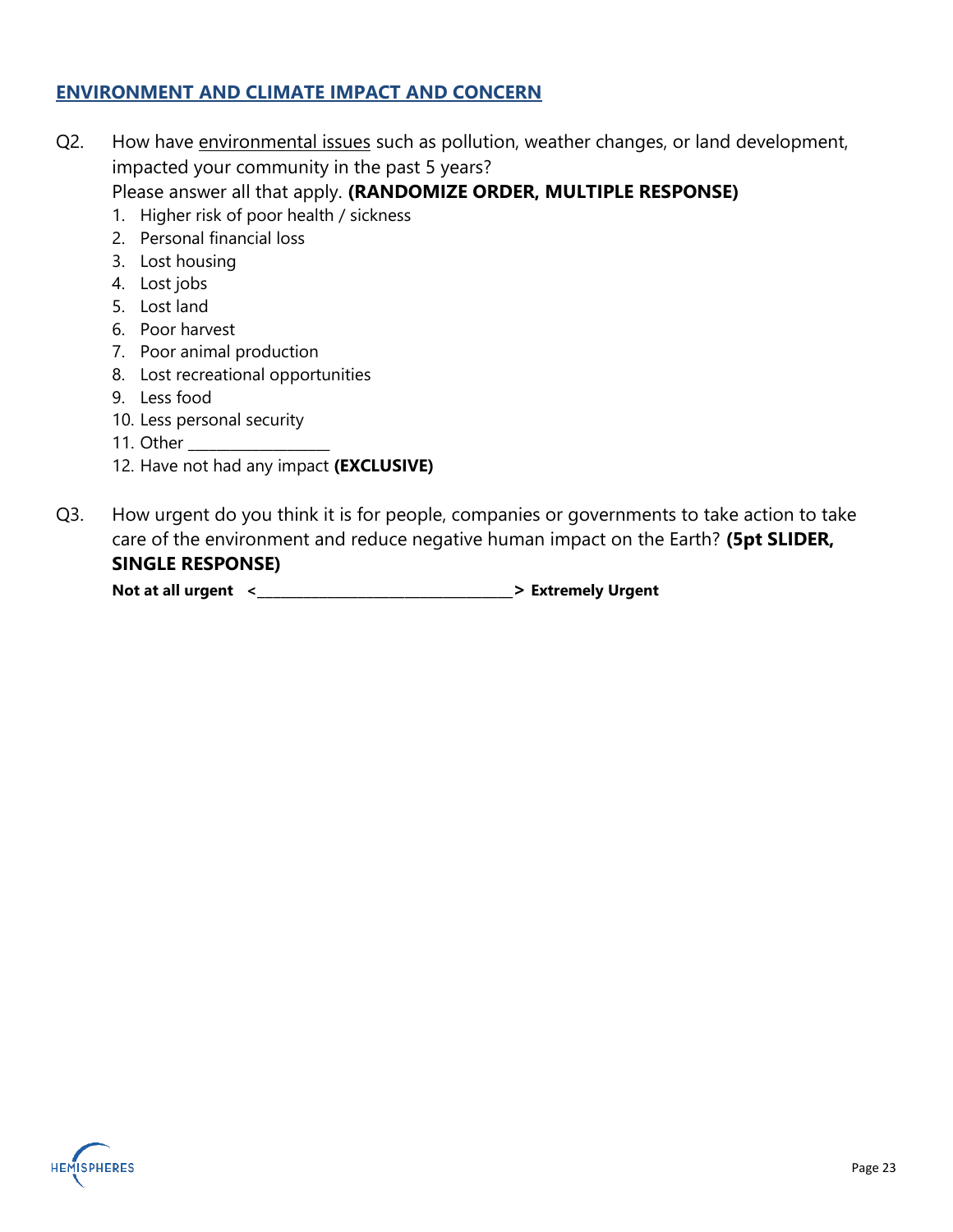## ENVIRONMENT AND CLIMATE IMPACT AND CONCERN

Q2. How have environmental issues such as pollution, weather changes, or land development, impacted your community in the past 5 years?
Please answer all that apply. **(RANDOMIZE ORDER, MULTIPLE RESPONSE)**

1. Higher risk of poor health / sickness
2. Personal financial loss
3. Lost housing
4. Lost jobs
5. Lost land
6. Poor harvest
7. Poor animal production
8. Lost recreational opportunities
9. Less food
10. Less personal security
11. Other ________________
12. Have not had any impact **(EXCLUSIVE)**

Q3. How urgent do you think it is for people, companies or governments to take action to take care of the environment and reduce negative human impact on the Earth? **(5pt SLIDER, SINGLE RESPONSE)**

**Not at all urgent <________________________________> Extremely Urgent**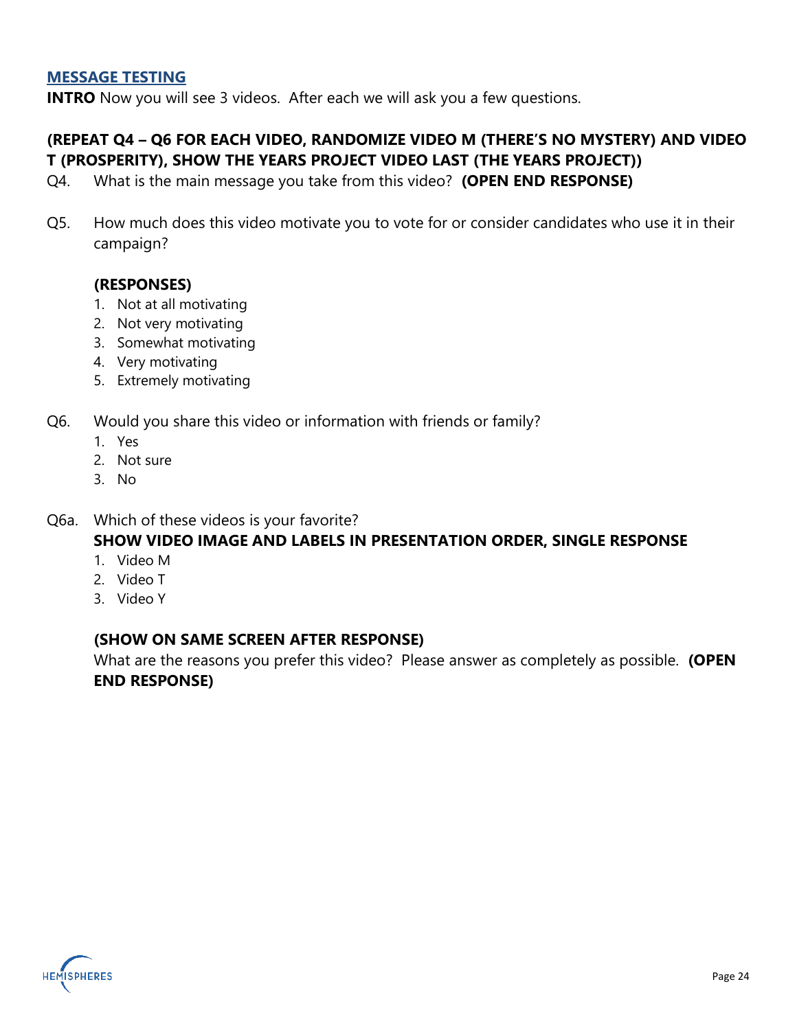## MESSAGE TESTING

**INTRO** Now you will see 3 videos. After each we will ask you a few questions.

**(REPEAT Q4 – Q6 FOR EACH VIDEO, RANDOMIZE VIDEO M (THERE'S NO MYSTERY) AND VIDEO T (PROSPERITY), SHOW THE YEARS PROJECT VIDEO LAST (THE YEARS PROJECT))**

Q4. What is the main message you take from this video? **(OPEN END RESPONSE)**

Q5. How much does this video motivate you to vote for or consider candidates who use it in their campaign?

**(RESPONSES)**

1. Not at all motivating
2. Not very motivating
3. Somewhat motivating
4. Very motivating
5. Extremely motivating

Q6. Would you share this video or information with friends or family?

1. Yes
2. Not sure
3. No

Q6a. Which of these videos is your favorite?

**SHOW VIDEO IMAGE AND LABELS IN PRESENTATION ORDER, SINGLE RESPONSE**

1. Video M
2. Video T
3. Video Y

**(SHOW ON SAME SCREEN AFTER RESPONSE)**

What are the reasons you prefer this video? Please answer as completely as possible. **(OPEN END RESPONSE)**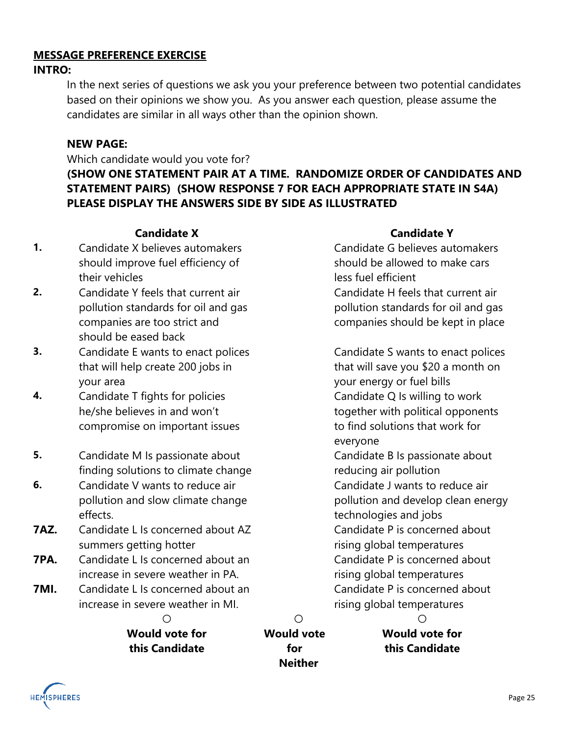**<u>MESSAGE PREFERENCE EXERCISE</u>**

**INTRO:**

In the next series of questions we ask you your preference between two potential candidates based on their opinions we show you. As you answer each question, please assume the candidates are similar in all ways other than the opinion shown.

**NEW PAGE:**

Which candidate would you vote for?

**(SHOW ONE STATEMENT PAIR AT A TIME. RANDOMIZE ORDER OF CANDIDATES AND STATEMENT PAIRS) (SHOW RESPONSE 7 FOR EACH APPROPRIATE STATE IN S4A) PLEASE DISPLAY THE ANSWERS SIDE BY SIDE AS ILLUSTRATED**

| | **Candidate X** | **Candidate Y** |
|---|---|---|
| **1.** | Candidate X believes automakers should improve fuel efficiency of their vehicles | Candidate G believes automakers should be allowed to make cars less fuel efficient |
| **2.** | Candidate Y feels that current air pollution standards for oil and gas companies are too strict and should be eased back | Candidate H feels that current air pollution standards for oil and gas companies should be kept in place |
| **3.** | Candidate E wants to enact polices that will help create 200 jobs in your area | Candidate S wants to enact polices that will save you $20 a month on your energy or fuel bills |
| **4.** | Candidate T fights for policies he/she believes in and won't compromise on important issues | Candidate Q Is willing to work together with political opponents to find solutions that work for everyone |
| **5.** | Candidate M Is passionate about finding solutions to climate change | Candidate B Is passionate about reducing air pollution |
| **6.** | Candidate V wants to reduce air pollution and slow climate change effects. | Candidate J wants to reduce air pollution and develop clean energy technologies and jobs |
| **7AZ.** | Candidate L Is concerned about AZ summers getting hotter | Candidate P is concerned about rising global temperatures |
| **7PA.** | Candidate L Is concerned about an increase in severe weather in PA. | Candidate P is concerned about rising global temperatures |
| **7MI.** | Candidate L Is concerned about an increase in severe weather in MI. | Candidate P is concerned about rising global temperatures |

| ○ | ○ | ○ |
|---|---|---|
| **Would vote for this Candidate** | **Would vote for Neither** | **Would vote for this Candidate** |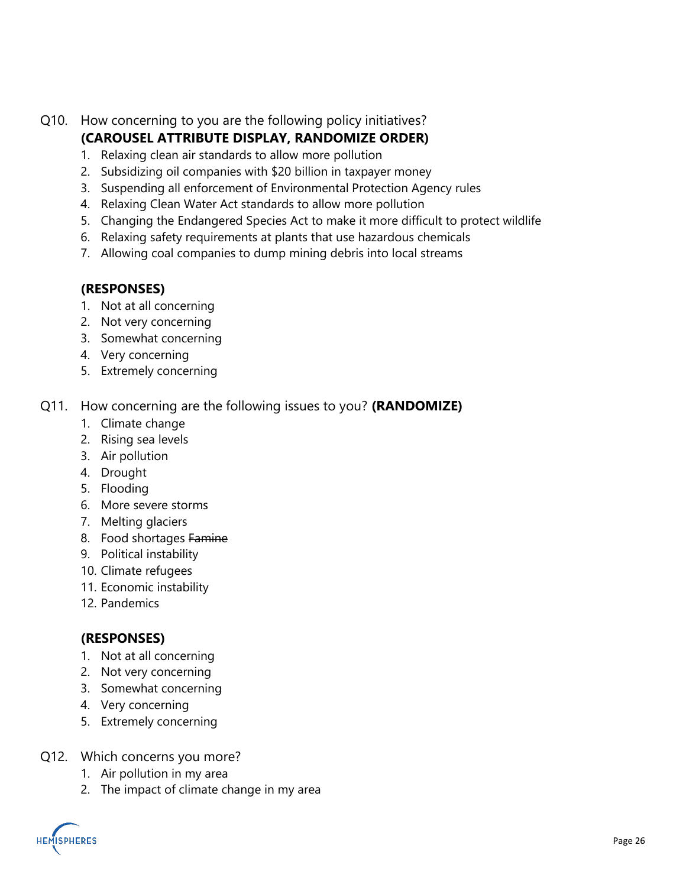Q10. How concerning to you are the following policy initiatives? **(CAROUSEL ATTRIBUTE DISPLAY, RANDOMIZE ORDER)**

1. Relaxing clean air standards to allow more pollution
2. Subsidizing oil companies with $20 billion in taxpayer money
3. Suspending all enforcement of Environmental Protection Agency rules
4. Relaxing Clean Water Act standards to allow more pollution
5. Changing the Endangered Species Act to make it more difficult to protect wildlife
6. Relaxing safety requirements at plants that use hazardous chemicals
7. Allowing coal companies to dump mining debris into local streams

**(RESPONSES)**

1. Not at all concerning
2. Not very concerning
3. Somewhat concerning
4. Very concerning
5. Extremely concerning

Q11. How concerning are the following issues to you? **(RANDOMIZE)**

1. Climate change
2. Rising sea levels
3. Air pollution
4. Drought
5. Flooding
6. More severe storms
7. Melting glaciers
8. Food shortages ~~Famine~~
9. Political instability
10. Climate refugees
11. Economic instability
12. Pandemics

**(RESPONSES)**

1. Not at all concerning
2. Not very concerning
3. Somewhat concerning
4. Very concerning
5. Extremely concerning

Q12. Which concerns you more?

1. Air pollution in my area
2. The impact of climate change in my area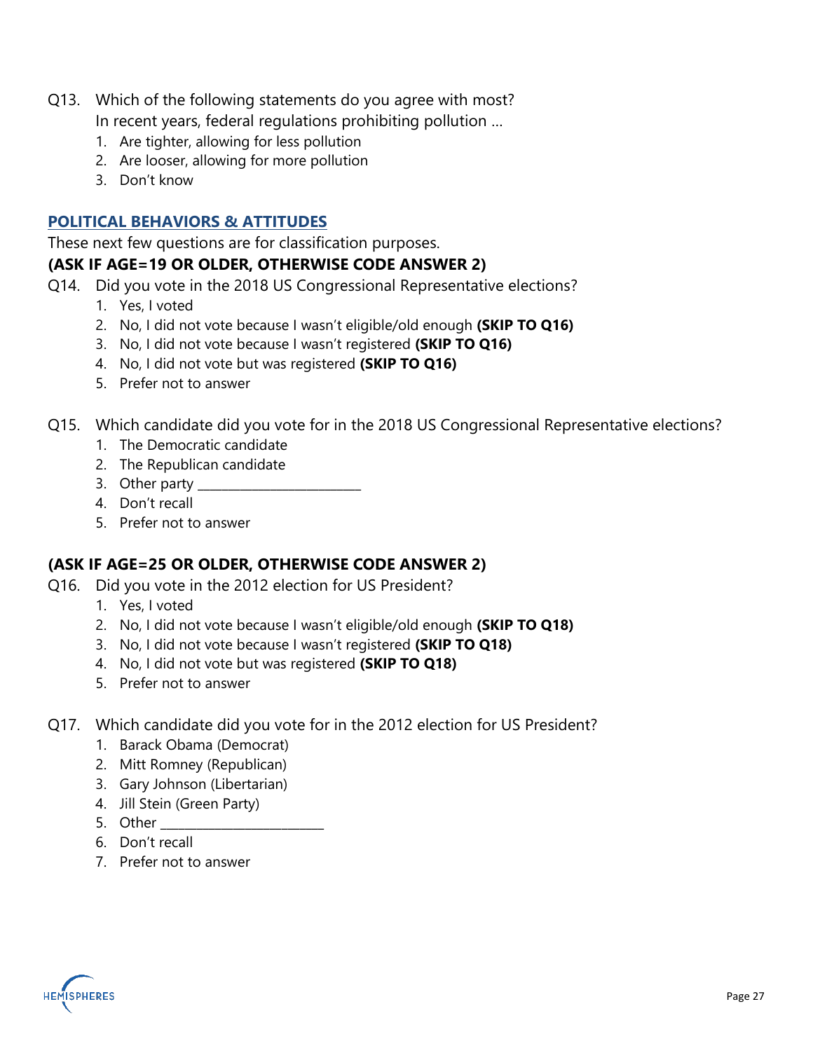Q13. Which of the following statements do you agree with most?
In recent years, federal regulations prohibiting pollution …

1. Are tighter, allowing for less pollution
2. Are looser, allowing for more pollution
3. Don't know

## POLITICAL BEHAVIORS & ATTITUDES

These next few questions are for classification purposes.

**(ASK IF AGE=19 OR OLDER, OTHERWISE CODE ANSWER 2)**

Q14. Did you vote in the 2018 US Congressional Representative elections?

1. Yes, I voted
2. No, I did not vote because I wasn't eligible/old enough **(SKIP TO Q16)**
3. No, I did not vote because I wasn't registered **(SKIP TO Q16)**
4. No, I did not vote but was registered **(SKIP TO Q16)**
5. Prefer not to answer

Q15. Which candidate did you vote for in the 2018 US Congressional Representative elections?

1. The Democratic candidate
2. The Republican candidate
3. Other party ________________________
4. Don't recall
5. Prefer not to answer

**(ASK IF AGE=25 OR OLDER, OTHERWISE CODE ANSWER 2)**

Q16. Did you vote in the 2012 election for US President?

1. Yes, I voted
2. No, I did not vote because I wasn't eligible/old enough **(SKIP TO Q18)**
3. No, I did not vote because I wasn't registered **(SKIP TO Q18)**
4. No, I did not vote but was registered **(SKIP TO Q18)**
5. Prefer not to answer

Q17. Which candidate did you vote for in the 2012 election for US President?

1. Barack Obama (Democrat)
2. Mitt Romney (Republican)
3. Gary Johnson (Libertarian)
4. Jill Stein (Green Party)
5. Other ________________________
6. Don't recall
7. Prefer not to answer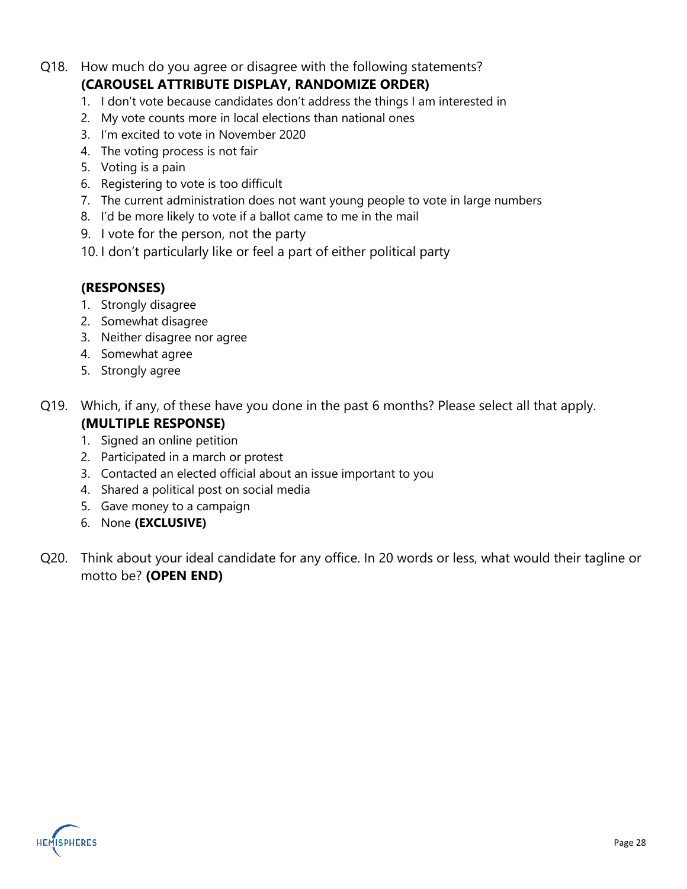Q18. How much do you agree or disagree with the following statements? **(CAROUSEL ATTRIBUTE DISPLAY, RANDOMIZE ORDER)**

1. I don't vote because candidates don't address the things I am interested in
2. My vote counts more in local elections than national ones
3. I'm excited to vote in November 2020
4. The voting process is not fair
5. Voting is a pain
6. Registering to vote is too difficult
7. The current administration does not want young people to vote in large numbers
8. I'd be more likely to vote if a ballot came to me in the mail
9. I vote for the person, not the party
10. I don't particularly like or feel a part of either political party

**(RESPONSES)**

1. Strongly disagree
2. Somewhat disagree
3. Neither disagree nor agree
4. Somewhat agree
5. Strongly agree

Q19. Which, if any, of these have you done in the past 6 months? Please select all that apply. **(MULTIPLE RESPONSE)**

1. Signed an online petition
2. Participated in a march or protest
3. Contacted an elected official about an issue important to you
4. Shared a political post on social media
5. Gave money to a campaign
6. None **(EXCLUSIVE)**

Q20. Think about your ideal candidate for any office. In 20 words or less, what would their tagline or motto be? **(OPEN END)**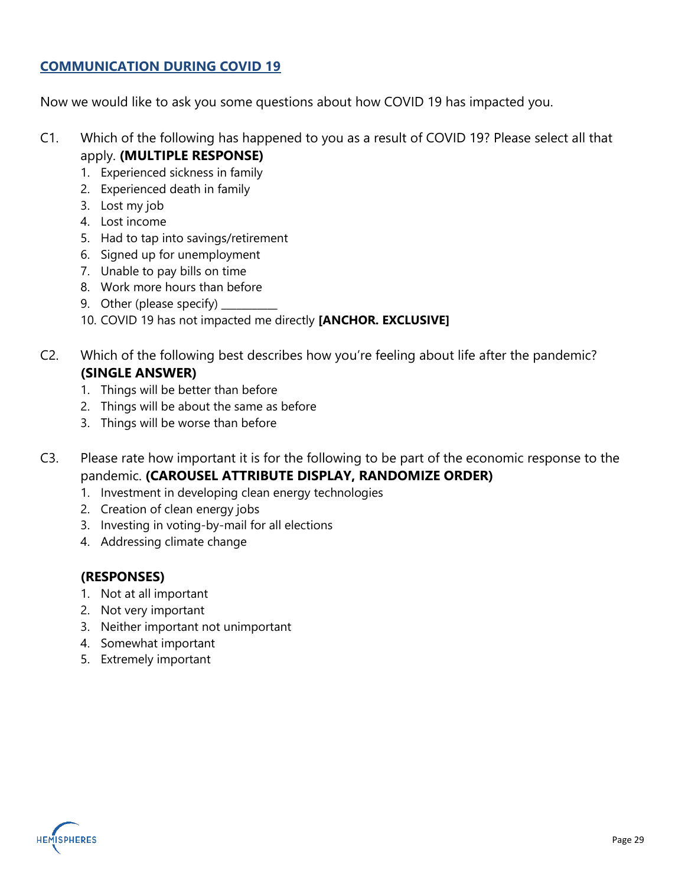## COMMUNICATION DURING COVID 19

Now we would like to ask you some questions about how COVID 19 has impacted you.

C1. Which of the following has happened to you as a result of COVID 19? Please select all that apply. **(MULTIPLE RESPONSE)**

1. Experienced sickness in family
2. Experienced death in family
3. Lost my job
4. Lost income
5. Had to tap into savings/retirement
6. Signed up for unemployment
7. Unable to pay bills on time
8. Work more hours than before
9. Other (please specify) __________
10. COVID 19 has not impacted me directly **[ANCHOR. EXCLUSIVE]**

C2. Which of the following best describes how you're feeling about life after the pandemic? **(SINGLE ANSWER)**

1. Things will be better than before
2. Things will be about the same as before
3. Things will be worse than before

C3. Please rate how important it is for the following to be part of the economic response to the pandemic. **(CAROUSEL ATTRIBUTE DISPLAY, RANDOMIZE ORDER)**

1. Investment in developing clean energy technologies
2. Creation of clean energy jobs
3. Investing in voting-by-mail for all elections
4. Addressing climate change

**(RESPONSES)**

1. Not at all important
2. Not very important
3. Neither important not unimportant
4. Somewhat important
5. Extremely important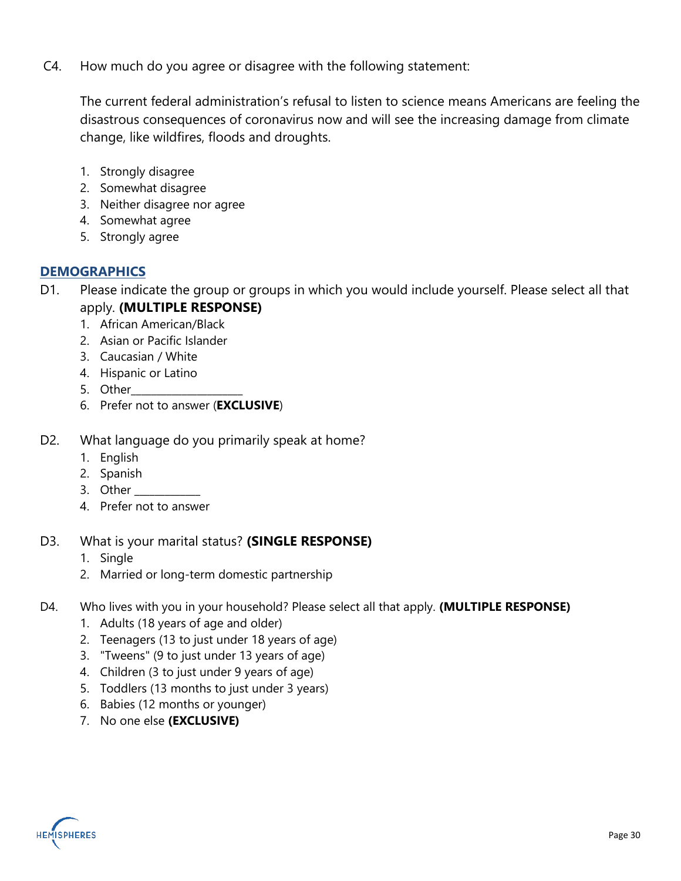C4. How much do you agree or disagree with the following statement:

The current federal administration's refusal to listen to science means Americans are feeling the disastrous consequences of coronavirus now and will see the increasing damage from climate change, like wildfires, floods and droughts.

1. Strongly disagree
2. Somewhat disagree
3. Neither disagree nor agree
4. Somewhat agree
5. Strongly agree

## DEMOGRAPHICS

D1. Please indicate the group or groups in which you would include yourself. Please select all that apply. **(MULTIPLE RESPONSE)**

1. African American/Black
2. Asian or Pacific Islander
3. Caucasian / White
4. Hispanic or Latino
5. Other___________________
6. Prefer not to answer (**EXCLUSIVE**)

D2. What language do you primarily speak at home?

1. English
2. Spanish
3. Other ___________
4. Prefer not to answer

D3. What is your marital status? **(SINGLE RESPONSE)**

1. Single
2. Married or long-term domestic partnership

D4. Who lives with you in your household? Please select all that apply. **(MULTIPLE RESPONSE)**

1. Adults (18 years of age and older)
2. Teenagers (13 to just under 18 years of age)
3. "Tweens" (9 to just under 13 years of age)
4. Children (3 to just under 9 years of age)
5. Toddlers (13 months to just under 3 years)
6. Babies (12 months or younger)
7. No one else **(EXCLUSIVE)**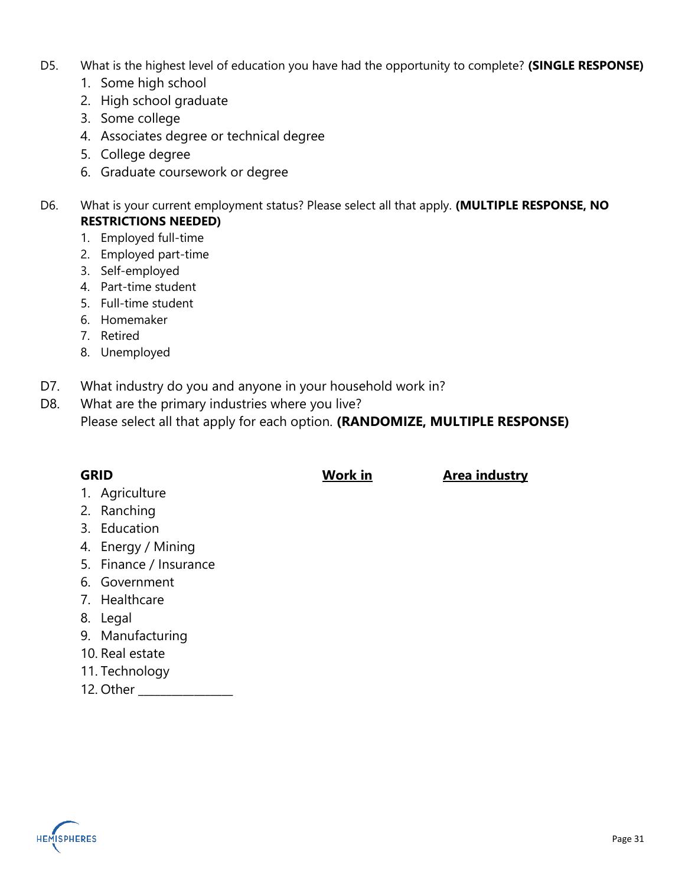D5. What is the highest level of education you have had the opportunity to complete? **(SINGLE RESPONSE)**

1. Some high school
2. High school graduate
3. Some college
4. Associates degree or technical degree
5. College degree
6. Graduate coursework or degree

D6. What is your current employment status? Please select all that apply. **(MULTIPLE RESPONSE, NO RESTRICTIONS NEEDED)**

1. Employed full-time
2. Employed part-time
3. Self-employed
4. Part-time student
5. Full-time student
6. Homemaker
7. Retired
8. Unemployed

D7. What industry do you and anyone in your household work in?

D8. What are the primary industries where you live?
Please select all that apply for each option. **(RANDOMIZE, MULTIPLE RESPONSE)**

| **GRID** | **Work in** | **Area industry** |
|---|---|---|
| 1. Agriculture | | |
| 2. Ranching | | |
| 3. Education | | |
| 4. Energy / Mining | | |
| 5. Finance / Insurance | | |
| 6. Government | | |
| 7. Healthcare | | |
| 8. Legal | | |
| 9. Manufacturing | | |
| 10. Real estate | | |
| 11. Technology | | |
| 12. Other _______________ | | |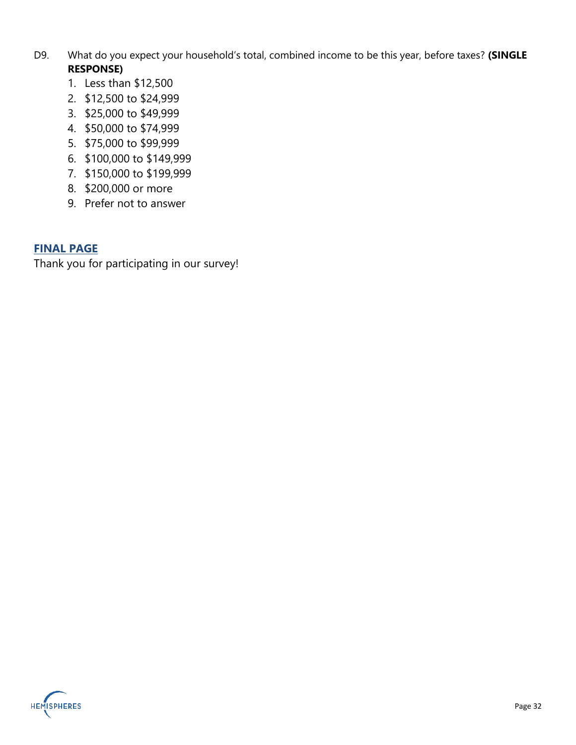D9. What do you expect your household's total, combined income to be this year, before taxes? **(SINGLE RESPONSE)**

1. Less than $12,500
2. $12,500 to $24,999
3. $25,000 to $49,999
4. $50,000 to $74,999
5. $75,000 to $99,999
6. $100,000 to $149,999
7. $150,000 to $199,999
8. $200,000 or more
9. Prefer not to answer

## FINAL PAGE

Thank you for participating in our survey!